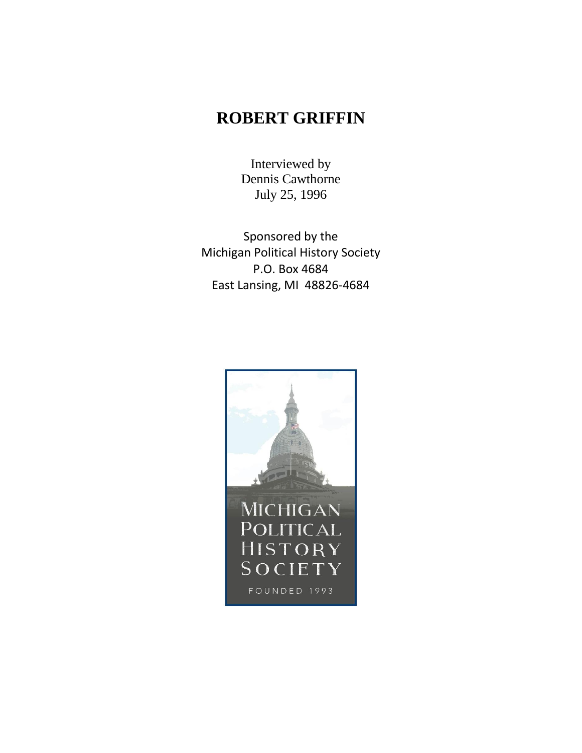# ROBERT GRIFFIN

Interviewed by
Dennis Cawthorne
July 25, 1996

Sponsored by the
Michigan Political History Society
P.O. Box 4684
East Lansing, MI 48826-4684

MICHIGAN
POLITICAL
HISTORY
SOCIETY
FOUNDED 1993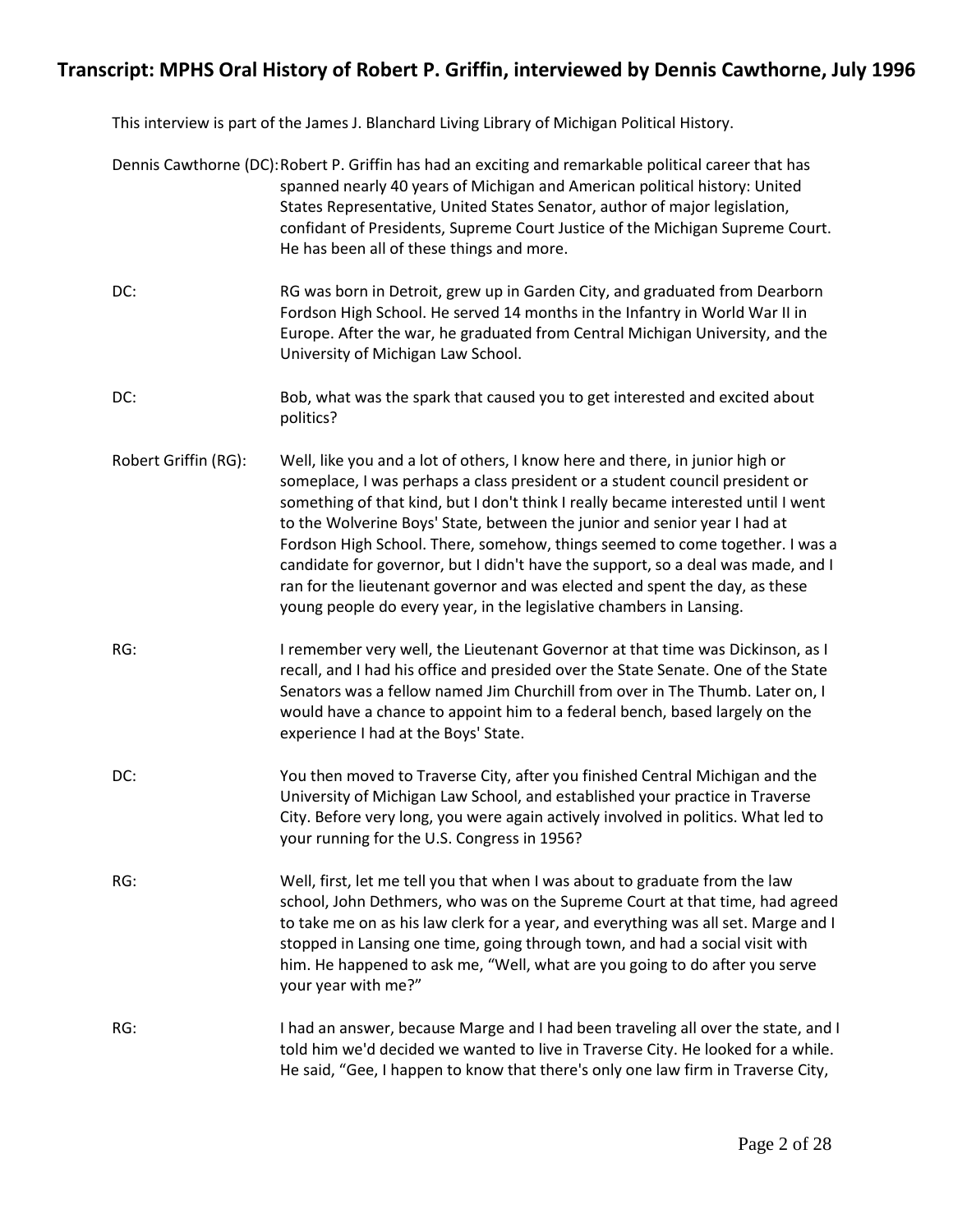## Transcript: MPHS Oral History of Robert P. Griffin, interviewed by Dennis Cawthorne, July 1996

This interview is part of the James J. Blanchard Living Library of Michigan Political History.

**Dennis Cawthorne (DC):** Robert P. Griffin has had an exciting and remarkable political career that has spanned nearly 40 years of Michigan and American political history: United States Representative, United States Senator, author of major legislation, confidant of Presidents, Supreme Court Justice of the Michigan Supreme Court. He has been all of these things and more.

**DC:** RG was born in Detroit, grew up in Garden City, and graduated from Dearborn Fordson High School. He served 14 months in the Infantry in World War II in Europe. After the war, he graduated from Central Michigan University, and the University of Michigan Law School.

**DC:** Bob, what was the spark that caused you to get interested and excited about politics?

**Robert Griffin (RG):** Well, like you and a lot of others, I know here and there, in junior high or someplace, I was perhaps a class president or a student council president or something of that kind, but I don't think I really became interested until I went to the Wolverine Boys' State, between the junior and senior year I had at Fordson High School. There, somehow, things seemed to come together. I was a candidate for governor, but I didn't have the support, so a deal was made, and I ran for the lieutenant governor and was elected and spent the day, as these young people do every year, in the legislative chambers in Lansing.

**RG:** I remember very well, the Lieutenant Governor at that time was Dickinson, as I recall, and I had his office and presided over the State Senate. One of the State Senators was a fellow named Jim Churchill from over in The Thumb. Later on, I would have a chance to appoint him to a federal bench, based largely on the experience I had at the Boys' State.

**DC:** You then moved to Traverse City, after you finished Central Michigan and the University of Michigan Law School, and established your practice in Traverse City. Before very long, you were again actively involved in politics. What led to your running for the U.S. Congress in 1956?

**RG:** Well, first, let me tell you that when I was about to graduate from the law school, John Dethmers, who was on the Supreme Court at that time, had agreed to take me on as his law clerk for a year, and everything was all set. Marge and I stopped in Lansing one time, going through town, and had a social visit with him. He happened to ask me, "Well, what are you going to do after you serve your year with me?"

**RG:** I had an answer, because Marge and I had been traveling all over the state, and I told him we'd decided we wanted to live in Traverse City. He looked for a while. He said, "Gee, I happen to know that there's only one law firm in Traverse City,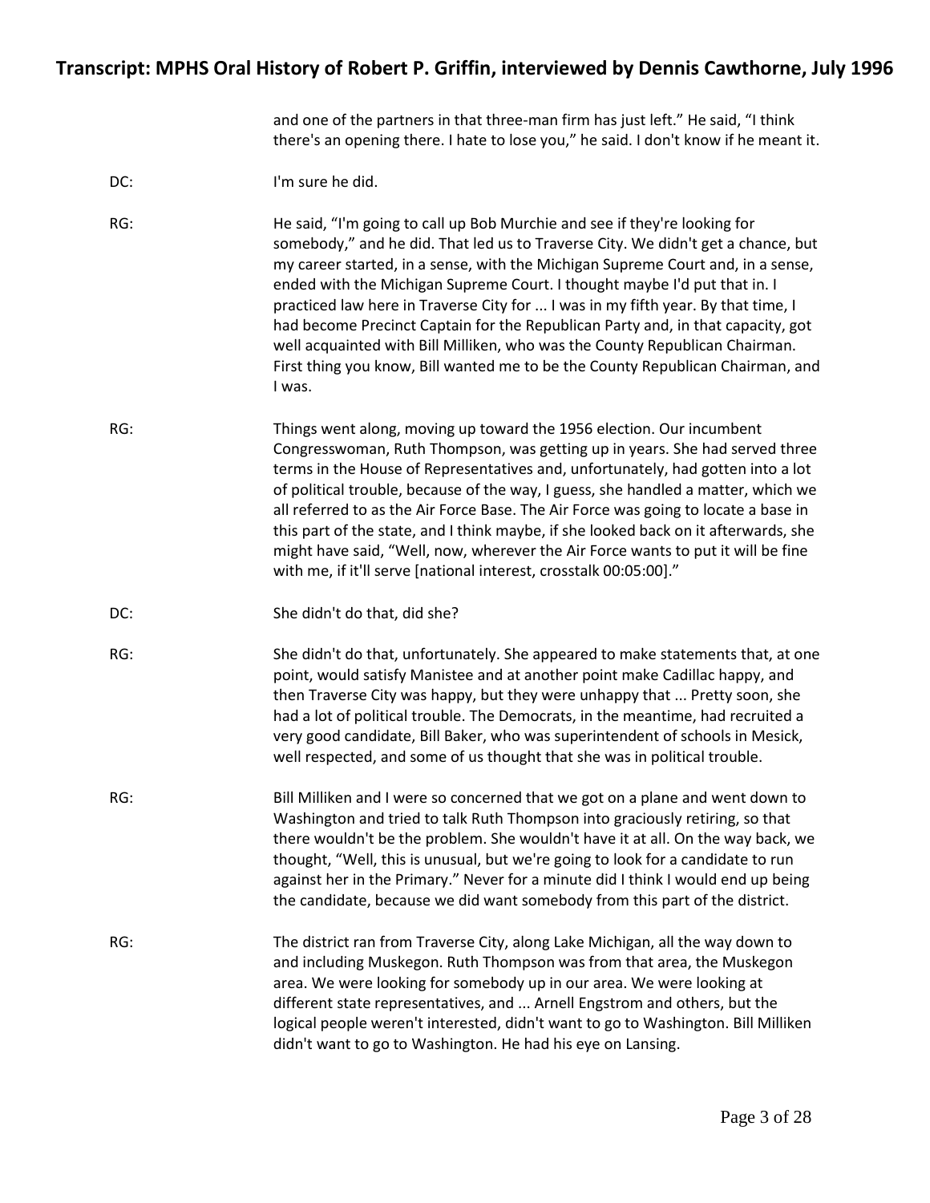and one of the partners in that three-man firm has just left." He said, "I think there's an opening there. I hate to lose you," he said. I don't know if he meant it.

DC: I'm sure he did.

RG: He said, "I'm going to call up Bob Murchie and see if they're looking for somebody," and he did. That led us to Traverse City. We didn't get a chance, but my career started, in a sense, with the Michigan Supreme Court and, in a sense, ended with the Michigan Supreme Court. I thought maybe I'd put that in. I practiced law here in Traverse City for ... I was in my fifth year. By that time, I had become Precinct Captain for the Republican Party and, in that capacity, got well acquainted with Bill Milliken, who was the County Republican Chairman. First thing you know, Bill wanted me to be the County Republican Chairman, and I was.

RG: Things went along, moving up toward the 1956 election. Our incumbent Congresswoman, Ruth Thompson, was getting up in years. She had served three terms in the House of Representatives and, unfortunately, had gotten into a lot of political trouble, because of the way, I guess, she handled a matter, which we all referred to as the Air Force Base. The Air Force was going to locate a base in this part of the state, and I think maybe, if she looked back on it afterwards, she might have said, "Well, now, wherever the Air Force wants to put it will be fine with me, if it'll serve [national interest, crosstalk 00:05:00]."

DC: She didn't do that, did she?

RG: She didn't do that, unfortunately. She appeared to make statements that, at one point, would satisfy Manistee and at another point make Cadillac happy, and then Traverse City was happy, but they were unhappy that ... Pretty soon, she had a lot of political trouble. The Democrats, in the meantime, had recruited a very good candidate, Bill Baker, who was superintendent of schools in Mesick, well respected, and some of us thought that she was in political trouble.

RG: Bill Milliken and I were so concerned that we got on a plane and went down to Washington and tried to talk Ruth Thompson into graciously retiring, so that there wouldn't be the problem. She wouldn't have it at all. On the way back, we thought, "Well, this is unusual, but we're going to look for a candidate to run against her in the Primary." Never for a minute did I think I would end up being the candidate, because we did want somebody from this part of the district.

RG: The district ran from Traverse City, along Lake Michigan, all the way down to and including Muskegon. Ruth Thompson was from that area, the Muskegon area. We were looking for somebody up in our area. We were looking at different state representatives, and ... Arnell Engstrom and others, but the logical people weren't interested, didn't want to go to Washington. Bill Milliken didn't want to go to Washington. He had his eye on Lansing.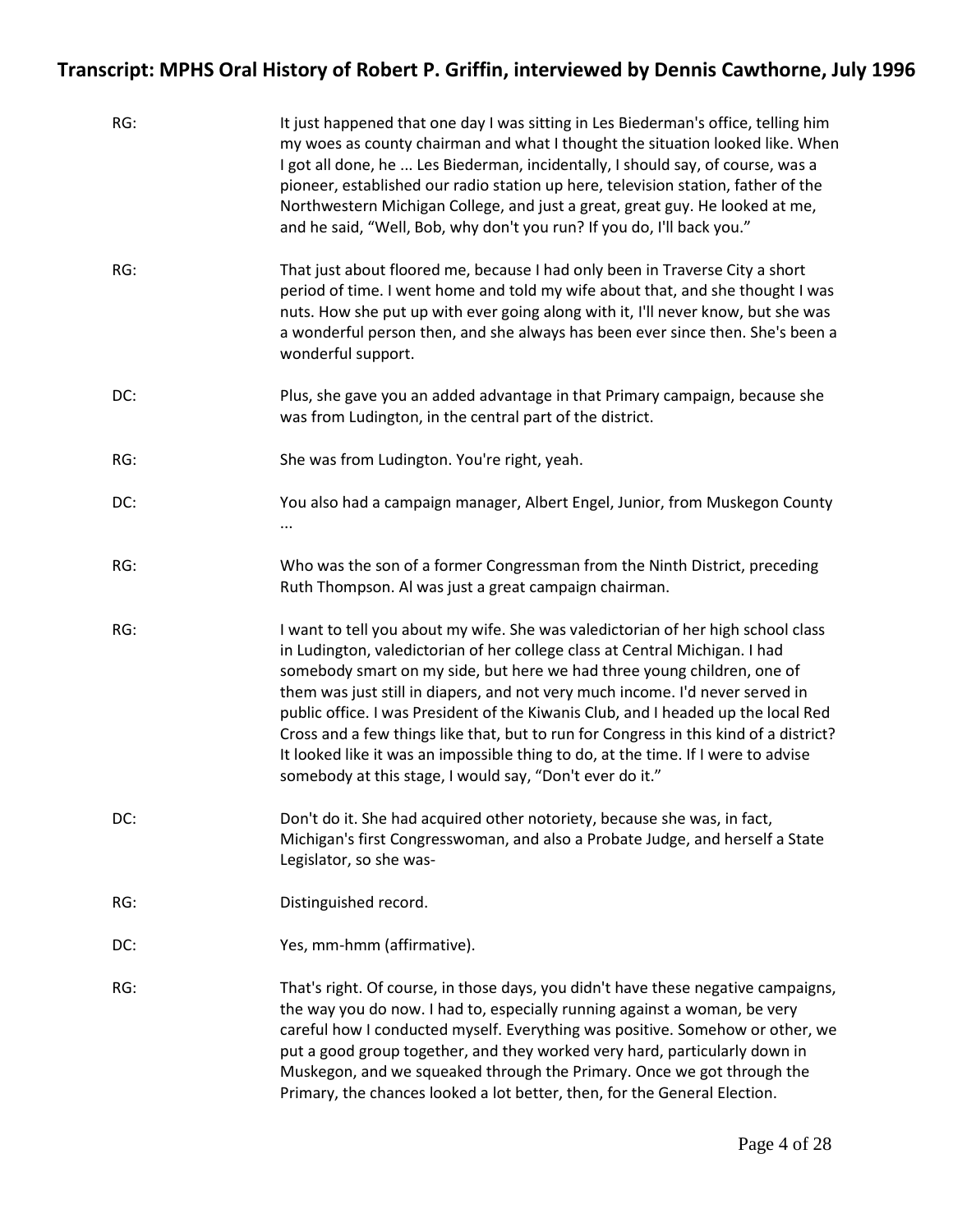RG: It just happened that one day I was sitting in Les Biederman's office, telling him my woes as county chairman and what I thought the situation looked like. When I got all done, he ... Les Biederman, incidentally, I should say, of course, was a pioneer, established our radio station up here, television station, father of the Northwestern Michigan College, and just a great, great guy. He looked at me, and he said, "Well, Bob, why don't you run? If you do, I'll back you."

RG: That just about floored me, because I had only been in Traverse City a short period of time. I went home and told my wife about that, and she thought I was nuts. How she put up with ever going along with it, I'll never know, but she was a wonderful person then, and she always has been ever since then. She's been a wonderful support.

DC: Plus, she gave you an added advantage in that Primary campaign, because she was from Ludington, in the central part of the district.

RG: She was from Ludington. You're right, yeah.

DC: You also had a campaign manager, Albert Engel, Junior, from Muskegon County ...

RG: Who was the son of a former Congressman from the Ninth District, preceding Ruth Thompson. Al was just a great campaign chairman.

RG: I want to tell you about my wife. She was valedictorian of her high school class in Ludington, valedictorian of her college class at Central Michigan. I had somebody smart on my side, but here we had three young children, one of them was just still in diapers, and not very much income. I'd never served in public office. I was President of the Kiwanis Club, and I headed up the local Red Cross and a few things like that, but to run for Congress in this kind of a district? It looked like it was an impossible thing to do, at the time. If I were to advise somebody at this stage, I would say, "Don't ever do it."

DC: Don't do it. She had acquired other notoriety, because she was, in fact, Michigan's first Congresswoman, and also a Probate Judge, and herself a State Legislator, so she was-

RG: Distinguished record.

DC: Yes, mm-hmm (affirmative).

RG: That's right. Of course, in those days, you didn't have these negative campaigns, the way you do now. I had to, especially running against a woman, be very careful how I conducted myself. Everything was positive. Somehow or other, we put a good group together, and they worked very hard, particularly down in Muskegon, and we squeaked through the Primary. Once we got through the Primary, the chances looked a lot better, then, for the General Election.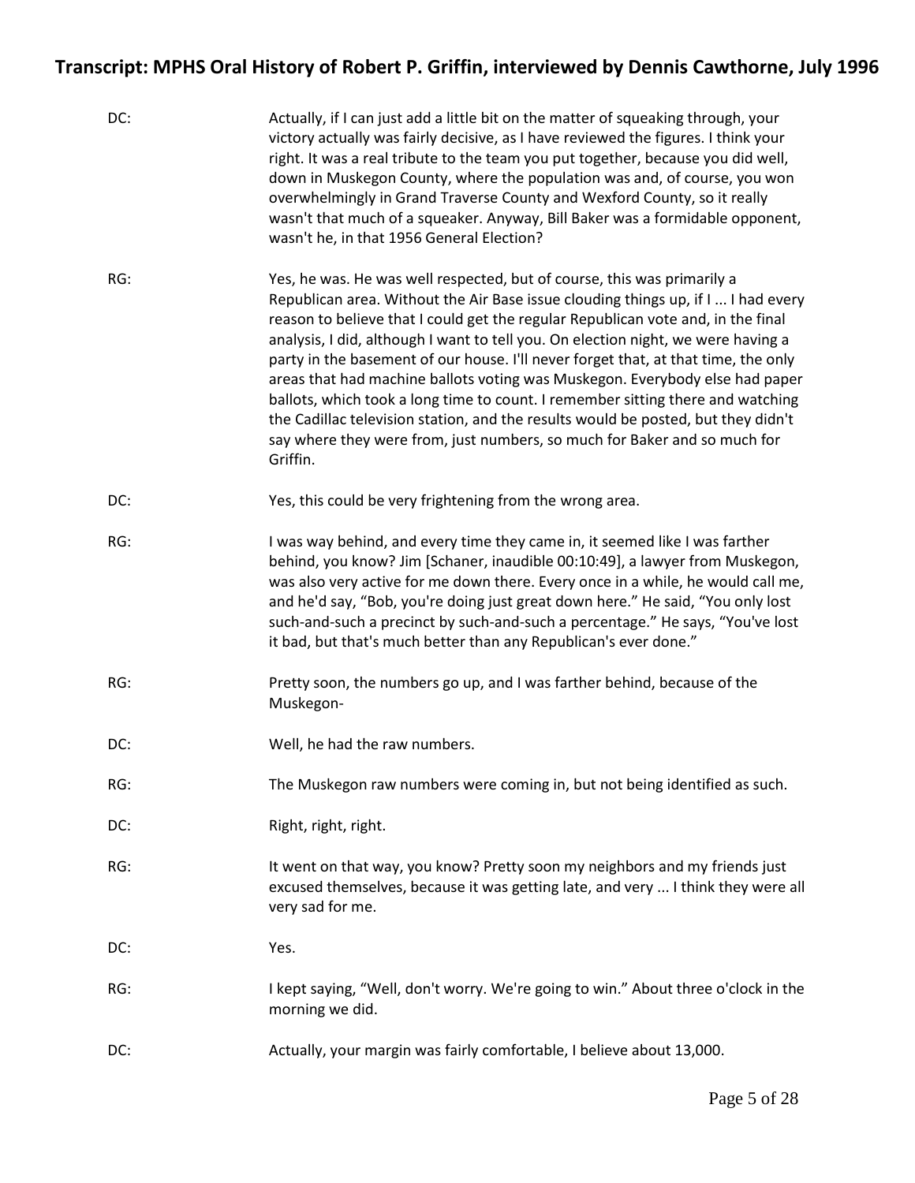DC: Actually, if I can just add a little bit on the matter of squeaking through, your victory actually was fairly decisive, as I have reviewed the figures. I think your right. It was a real tribute to the team you put together, because you did well, down in Muskegon County, where the population was and, of course, you won overwhelmingly in Grand Traverse County and Wexford County, so it really wasn't that much of a squeaker. Anyway, Bill Baker was a formidable opponent, wasn't he, in that 1956 General Election?

RG: Yes, he was. He was well respected, but of course, this was primarily a Republican area. Without the Air Base issue clouding things up, if I ... I had every reason to believe that I could get the regular Republican vote and, in the final analysis, I did, although I want to tell you. On election night, we were having a party in the basement of our house. I'll never forget that, at that time, the only areas that had machine ballots voting was Muskegon. Everybody else had paper ballots, which took a long time to count. I remember sitting there and watching the Cadillac television station, and the results would be posted, but they didn't say where they were from, just numbers, so much for Baker and so much for Griffin.

DC: Yes, this could be very frightening from the wrong area.

RG: I was way behind, and every time they came in, it seemed like I was farther behind, you know? Jim [Schaner, inaudible 00:10:49], a lawyer from Muskegon, was also very active for me down there. Every once in a while, he would call me, and he'd say, "Bob, you're doing just great down here." He said, "You only lost such-and-such a precinct by such-and-such a percentage." He says, "You've lost it bad, but that's much better than any Republican's ever done."

RG: Pretty soon, the numbers go up, and I was farther behind, because of the Muskegon-

DC: Well, he had the raw numbers.

RG: The Muskegon raw numbers were coming in, but not being identified as such.

DC: Right, right, right.

RG: It went on that way, you know? Pretty soon my neighbors and my friends just excused themselves, because it was getting late, and very ... I think they were all very sad for me.

DC: Yes.

RG: I kept saying, "Well, don't worry. We're going to win." About three o'clock in the morning we did.

DC: Actually, your margin was fairly comfortable, I believe about 13,000.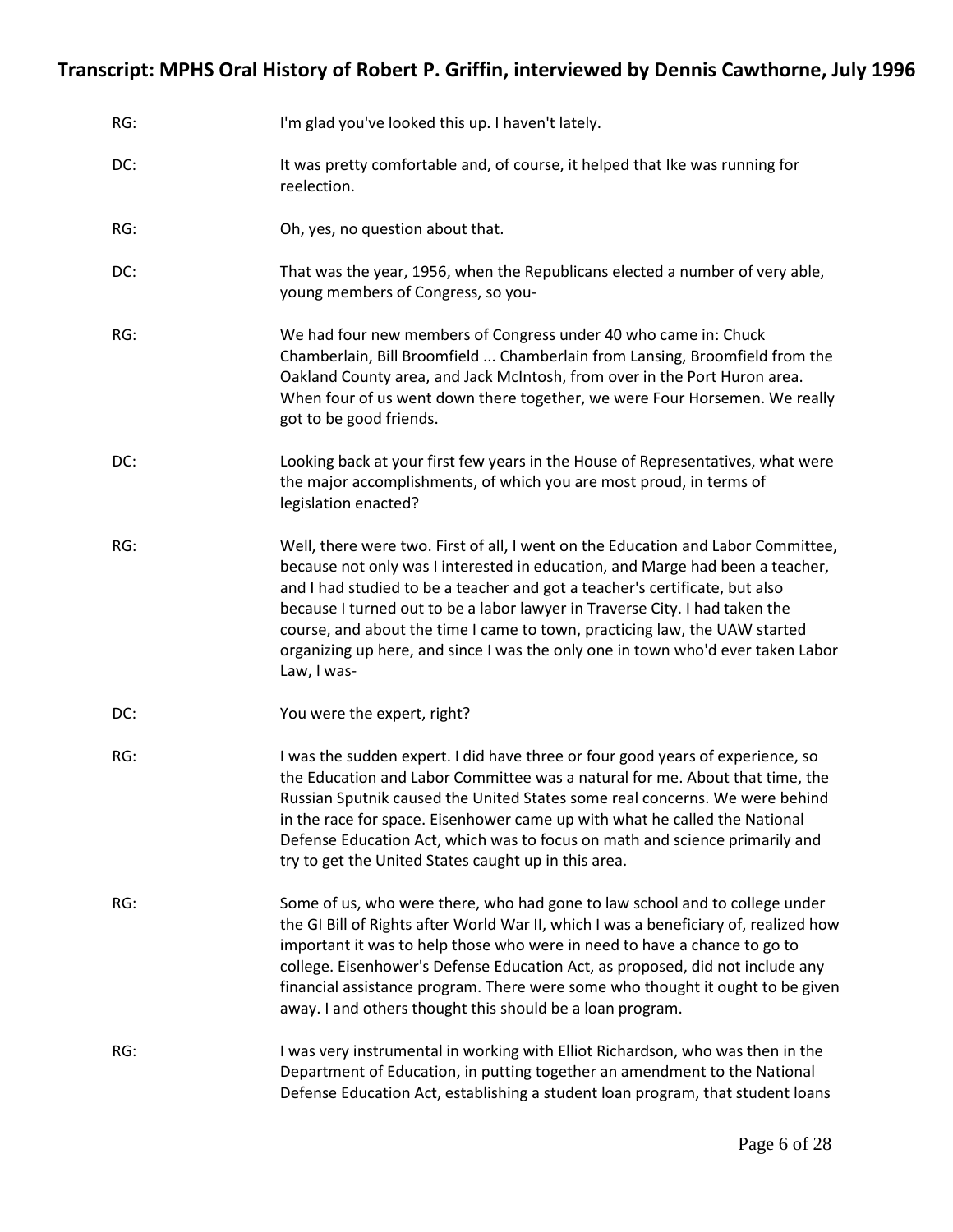RG: I'm glad you've looked this up. I haven't lately.

DC: It was pretty comfortable and, of course, it helped that Ike was running for reelection.

RG: Oh, yes, no question about that.

DC: That was the year, 1956, when the Republicans elected a number of very able, young members of Congress, so you-

RG: We had four new members of Congress under 40 who came in: Chuck Chamberlain, Bill Broomfield ... Chamberlain from Lansing, Broomfield from the Oakland County area, and Jack McIntosh, from over in the Port Huron area. When four of us went down there together, we were Four Horsemen. We really got to be good friends.

DC: Looking back at your first few years in the House of Representatives, what were the major accomplishments, of which you are most proud, in terms of legislation enacted?

RG: Well, there were two. First of all, I went on the Education and Labor Committee, because not only was I interested in education, and Marge had been a teacher, and I had studied to be a teacher and got a teacher's certificate, but also because I turned out to be a labor lawyer in Traverse City. I had taken the course, and about the time I came to town, practicing law, the UAW started organizing up here, and since I was the only one in town who'd ever taken Labor Law, I was-

DC: You were the expert, right?

RG: I was the sudden expert. I did have three or four good years of experience, so the Education and Labor Committee was a natural for me. About that time, the Russian Sputnik caused the United States some real concerns. We were behind in the race for space. Eisenhower came up with what he called the National Defense Education Act, which was to focus on math and science primarily and try to get the United States caught up in this area.

RG: Some of us, who were there, who had gone to law school and to college under the GI Bill of Rights after World War II, which I was a beneficiary of, realized how important it was to help those who were in need to have a chance to go to college. Eisenhower's Defense Education Act, as proposed, did not include any financial assistance program. There were some who thought it ought to be given away. I and others thought this should be a loan program.

RG: I was very instrumental in working with Elliot Richardson, who was then in the Department of Education, in putting together an amendment to the National Defense Education Act, establishing a student loan program, that student loans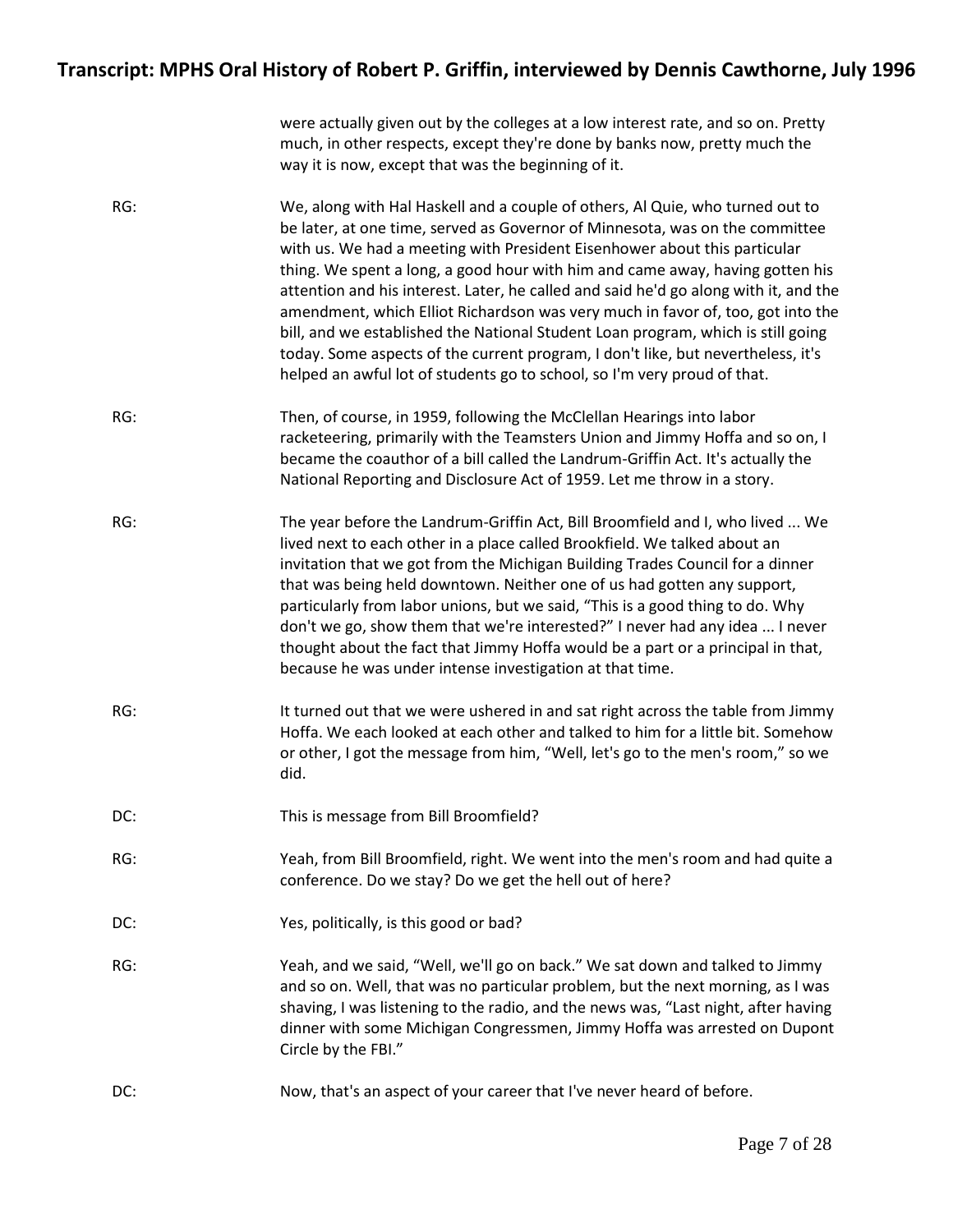were actually given out by the colleges at a low interest rate, and so on. Pretty much, in other respects, except they're done by banks now, pretty much the way it is now, except that was the beginning of it.

RG: We, along with Hal Haskell and a couple of others, Al Quie, who turned out to be later, at one time, served as Governor of Minnesota, was on the committee with us. We had a meeting with President Eisenhower about this particular thing. We spent a long, a good hour with him and came away, having gotten his attention and his interest. Later, he called and said he'd go along with it, and the amendment, which Elliot Richardson was very much in favor of, too, got into the bill, and we established the National Student Loan program, which is still going today. Some aspects of the current program, I don't like, but nevertheless, it's helped an awful lot of students go to school, so I'm very proud of that.

RG: Then, of course, in 1959, following the McClellan Hearings into labor racketeering, primarily with the Teamsters Union and Jimmy Hoffa and so on, I became the coauthor of a bill called the Landrum-Griffin Act. It's actually the National Reporting and Disclosure Act of 1959. Let me throw in a story.

RG: The year before the Landrum-Griffin Act, Bill Broomfield and I, who lived ... We lived next to each other in a place called Brookfield. We talked about an invitation that we got from the Michigan Building Trades Council for a dinner that was being held downtown. Neither one of us had gotten any support, particularly from labor unions, but we said, "This is a good thing to do. Why don't we go, show them that we're interested?" I never had any idea ... I never thought about the fact that Jimmy Hoffa would be a part or a principal in that, because he was under intense investigation at that time.

RG: It turned out that we were ushered in and sat right across the table from Jimmy Hoffa. We each looked at each other and talked to him for a little bit. Somehow or other, I got the message from him, "Well, let's go to the men's room," so we did.

DC: This is message from Bill Broomfield?

RG: Yeah, from Bill Broomfield, right. We went into the men's room and had quite a conference. Do we stay? Do we get the hell out of here?

DC: Yes, politically, is this good or bad?

RG: Yeah, and we said, "Well, we'll go on back." We sat down and talked to Jimmy and so on. Well, that was no particular problem, but the next morning, as I was shaving, I was listening to the radio, and the news was, "Last night, after having dinner with some Michigan Congressmen, Jimmy Hoffa was arrested on Dupont Circle by the FBI."

DC: Now, that's an aspect of your career that I've never heard of before.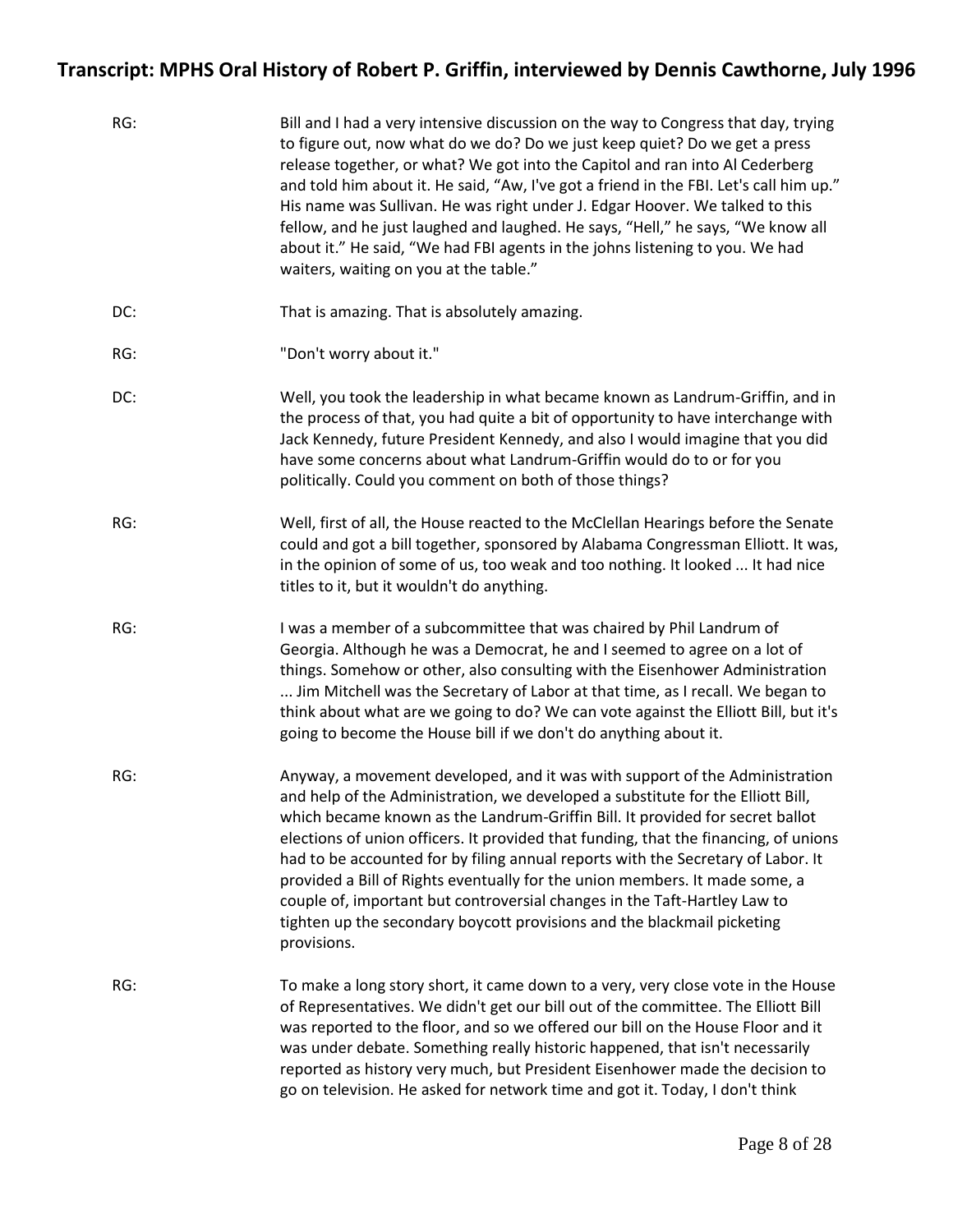RG: Bill and I had a very intensive discussion on the way to Congress that day, trying to figure out, now what do we do? Do we just keep quiet? Do we get a press release together, or what? We got into the Capitol and ran into Al Cederberg and told him about it. He said, "Aw, I've got a friend in the FBI. Let's call him up." His name was Sullivan. He was right under J. Edgar Hoover. We talked to this fellow, and he just laughed and laughed. He says, "Hell," he says, "We know all about it." He said, "We had FBI agents in the johns listening to you. We had waiters, waiting on you at the table."

DC: That is amazing. That is absolutely amazing.

RG: "Don't worry about it."

DC: Well, you took the leadership in what became known as Landrum-Griffin, and in the process of that, you had quite a bit of opportunity to have interchange with Jack Kennedy, future President Kennedy, and also I would imagine that you did have some concerns about what Landrum-Griffin would do to or for you politically. Could you comment on both of those things?

RG: Well, first of all, the House reacted to the McClellan Hearings before the Senate could and got a bill together, sponsored by Alabama Congressman Elliott. It was, in the opinion of some of us, too weak and too nothing. It looked ... It had nice titles to it, but it wouldn't do anything.

RG: I was a member of a subcommittee that was chaired by Phil Landrum of Georgia. Although he was a Democrat, he and I seemed to agree on a lot of things. Somehow or other, also consulting with the Eisenhower Administration ... Jim Mitchell was the Secretary of Labor at that time, as I recall. We began to think about what are we going to do? We can vote against the Elliott Bill, but it's going to become the House bill if we don't do anything about it.

RG: Anyway, a movement developed, and it was with support of the Administration and help of the Administration, we developed a substitute for the Elliott Bill, which became known as the Landrum-Griffin Bill. It provided for secret ballot elections of union officers. It provided that funding, that the financing, of unions had to be accounted for by filing annual reports with the Secretary of Labor. It provided a Bill of Rights eventually for the union members. It made some, a couple of, important but controversial changes in the Taft-Hartley Law to tighten up the secondary boycott provisions and the blackmail picketing provisions.

RG: To make a long story short, it came down to a very, very close vote in the House of Representatives. We didn't get our bill out of the committee. The Elliott Bill was reported to the floor, and so we offered our bill on the House Floor and it was under debate. Something really historic happened, that isn't necessarily reported as history very much, but President Eisenhower made the decision to go on television. He asked for network time and got it. Today, I don't think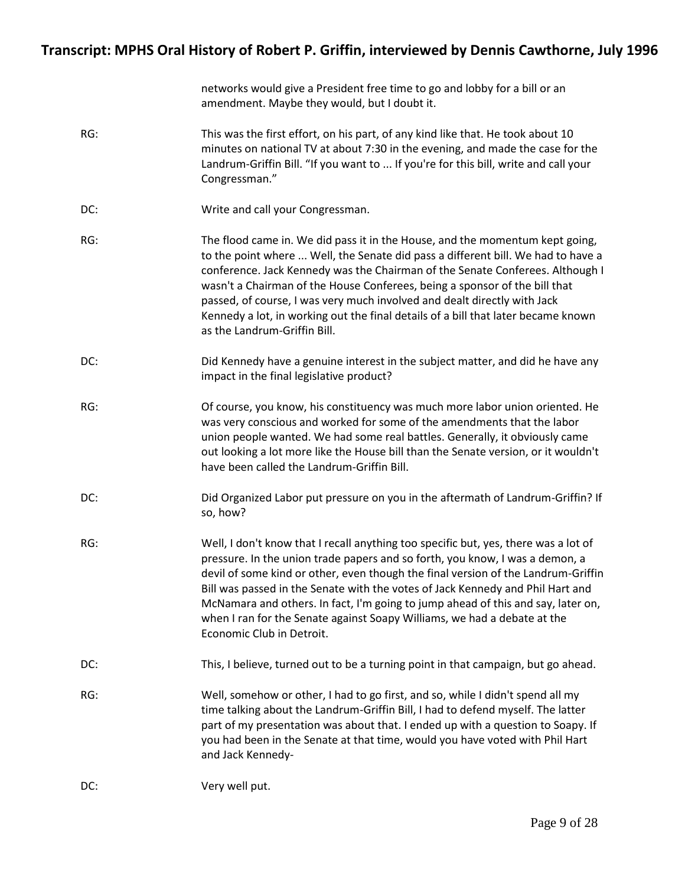networks would give a President free time to go and lobby for a bill or an amendment. Maybe they would, but I doubt it.

RG: This was the first effort, on his part, of any kind like that. He took about 10 minutes on national TV at about 7:30 in the evening, and made the case for the Landrum-Griffin Bill. "If you want to ... If you're for this bill, write and call your Congressman."

DC: Write and call your Congressman.

RG: The flood came in. We did pass it in the House, and the momentum kept going, to the point where ... Well, the Senate did pass a different bill. We had to have a conference. Jack Kennedy was the Chairman of the Senate Conferees. Although I wasn't a Chairman of the House Conferees, being a sponsor of the bill that passed, of course, I was very much involved and dealt directly with Jack Kennedy a lot, in working out the final details of a bill that later became known as the Landrum-Griffin Bill.

DC: Did Kennedy have a genuine interest in the subject matter, and did he have any impact in the final legislative product?

RG: Of course, you know, his constituency was much more labor union oriented. He was very conscious and worked for some of the amendments that the labor union people wanted. We had some real battles. Generally, it obviously came out looking a lot more like the House bill than the Senate version, or it wouldn't have been called the Landrum-Griffin Bill.

DC: Did Organized Labor put pressure on you in the aftermath of Landrum-Griffin? If so, how?

RG: Well, I don't know that I recall anything too specific but, yes, there was a lot of pressure. In the union trade papers and so forth, you know, I was a demon, a devil of some kind or other, even though the final version of the Landrum-Griffin Bill was passed in the Senate with the votes of Jack Kennedy and Phil Hart and McNamara and others. In fact, I'm going to jump ahead of this and say, later on, when I ran for the Senate against Soapy Williams, we had a debate at the Economic Club in Detroit.

DC: This, I believe, turned out to be a turning point in that campaign, but go ahead.

RG: Well, somehow or other, I had to go first, and so, while I didn't spend all my time talking about the Landrum-Griffin Bill, I had to defend myself. The latter part of my presentation was about that. I ended up with a question to Soapy. If you had been in the Senate at that time, would you have voted with Phil Hart and Jack Kennedy-

DC: Very well put.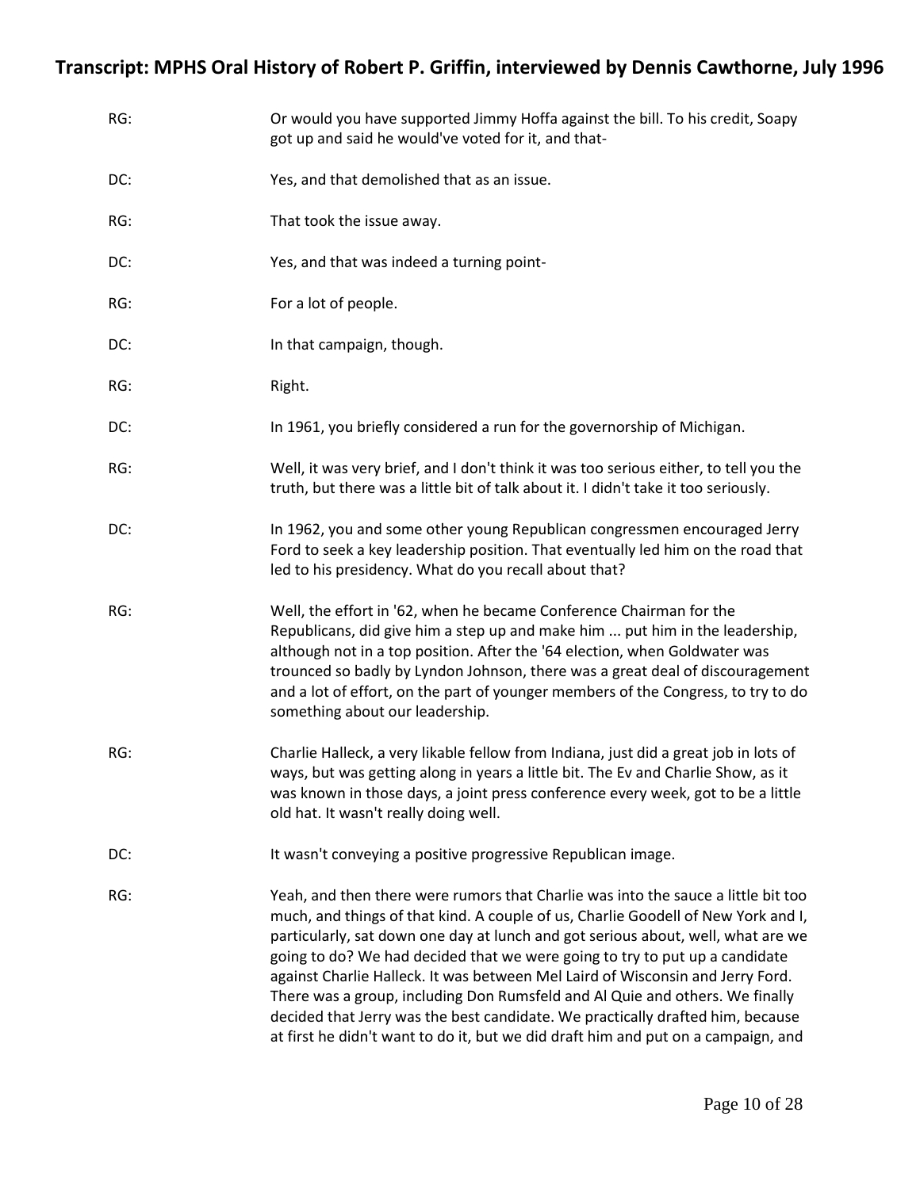RG: Or would you have supported Jimmy Hoffa against the bill. To his credit, Soapy got up and said he would've voted for it, and that-

DC: Yes, and that demolished that as an issue.

RG: That took the issue away.

DC: Yes, and that was indeed a turning point-

RG: For a lot of people.

DC: In that campaign, though.

RG: Right.

DC: In 1961, you briefly considered a run for the governorship of Michigan.

RG: Well, it was very brief, and I don't think it was too serious either, to tell you the truth, but there was a little bit of talk about it. I didn't take it too seriously.

DC: In 1962, you and some other young Republican congressmen encouraged Jerry Ford to seek a key leadership position. That eventually led him on the road that led to his presidency. What do you recall about that?

RG: Well, the effort in '62, when he became Conference Chairman for the Republicans, did give him a step up and make him ... put him in the leadership, although not in a top position. After the '64 election, when Goldwater was trounced so badly by Lyndon Johnson, there was a great deal of discouragement and a lot of effort, on the part of younger members of the Congress, to try to do something about our leadership.

RG: Charlie Halleck, a very likable fellow from Indiana, just did a great job in lots of ways, but was getting along in years a little bit. The Ev and Charlie Show, as it was known in those days, a joint press conference every week, got to be a little old hat. It wasn't really doing well.

DC: It wasn't conveying a positive progressive Republican image.

RG: Yeah, and then there were rumors that Charlie was into the sauce a little bit too much, and things of that kind. A couple of us, Charlie Goodell of New York and I, particularly, sat down one day at lunch and got serious about, well, what are we going to do? We had decided that we were going to try to put up a candidate against Charlie Halleck. It was between Mel Laird of Wisconsin and Jerry Ford. There was a group, including Don Rumsfeld and Al Quie and others. We finally decided that Jerry was the best candidate. We practically drafted him, because at first he didn't want to do it, but we did draft him and put on a campaign, and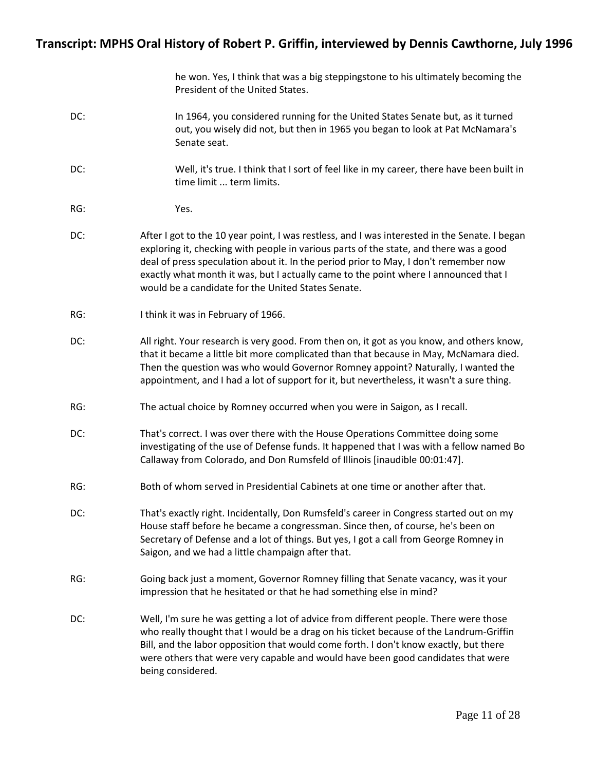he won. Yes, I think that was a big steppingstone to his ultimately becoming the President of the United States.

DC: In 1964, you considered running for the United States Senate but, as it turned out, you wisely did not, but then in 1965 you began to look at Pat McNamara's Senate seat.

DC: Well, it's true. I think that I sort of feel like in my career, there have been built in time limit ... term limits.

RG: Yes.

DC: After I got to the 10 year point, I was restless, and I was interested in the Senate. I began exploring it, checking with people in various parts of the state, and there was a good deal of press speculation about it. In the period prior to May, I don't remember now exactly what month it was, but I actually came to the point where I announced that I would be a candidate for the United States Senate.

RG: I think it was in February of 1966.

DC: All right. Your research is very good. From then on, it got as you know, and others know, that it became a little bit more complicated than that because in May, McNamara died. Then the question was who would Governor Romney appoint? Naturally, I wanted the appointment, and I had a lot of support for it, but nevertheless, it wasn't a sure thing.

RG: The actual choice by Romney occurred when you were in Saigon, as I recall.

DC: That's correct. I was over there with the House Operations Committee doing some investigating of the use of Defense funds. It happened that I was with a fellow named Bo Callaway from Colorado, and Don Rumsfeld of Illinois [inaudible 00:01:47].

RG: Both of whom served in Presidential Cabinets at one time or another after that.

DC: That's exactly right. Incidentally, Don Rumsfeld's career in Congress started out on my House staff before he became a congressman. Since then, of course, he's been on Secretary of Defense and a lot of things. But yes, I got a call from George Romney in Saigon, and we had a little champaign after that.

RG: Going back just a moment, Governor Romney filling that Senate vacancy, was it your impression that he hesitated or that he had something else in mind?

DC: Well, I'm sure he was getting a lot of advice from different people. There were those who really thought that I would be a drag on his ticket because of the Landrum-Griffin Bill, and the labor opposition that would come forth. I don't know exactly, but there were others that were very capable and would have been good candidates that were being considered.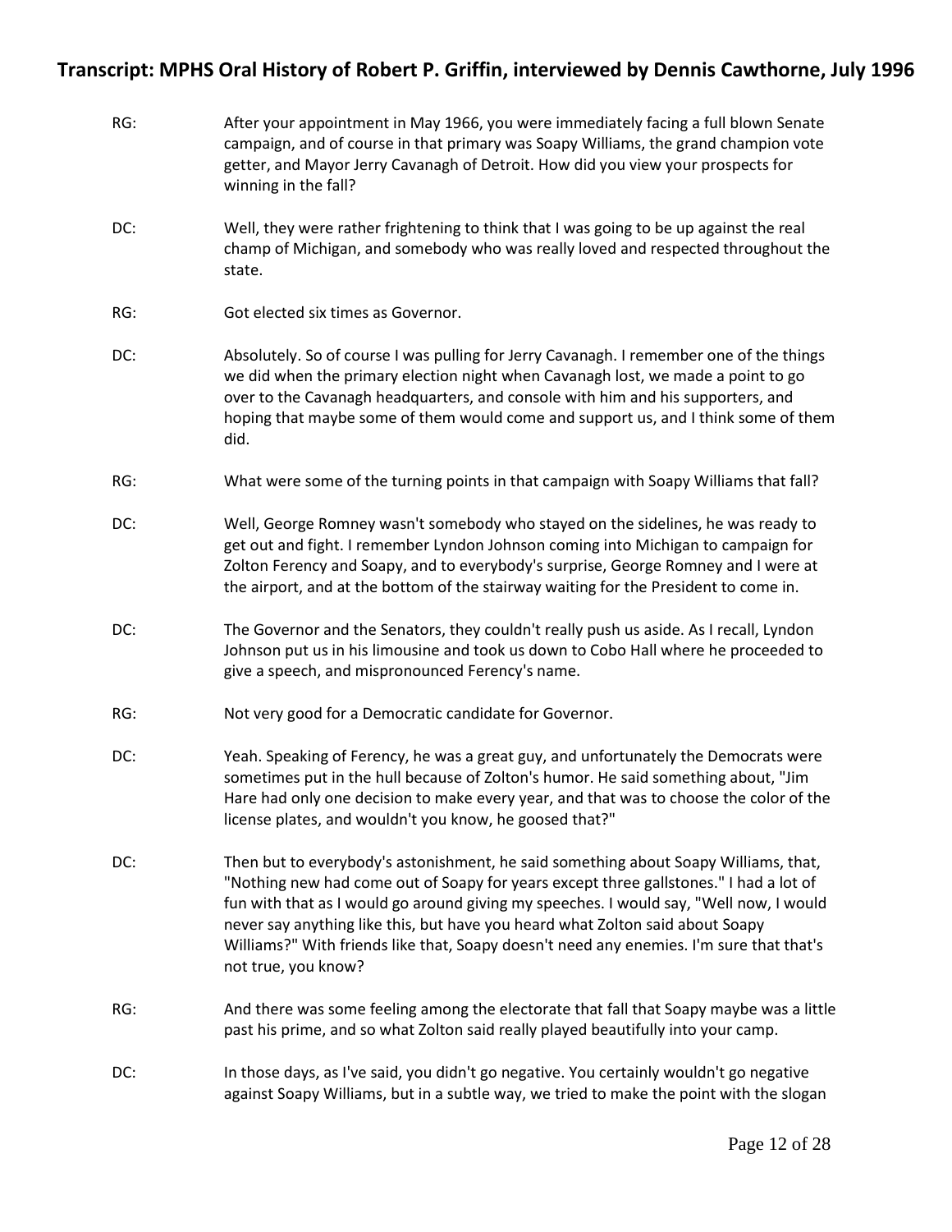RG: After your appointment in May 1966, you were immediately facing a full blown Senate campaign, and of course in that primary was Soapy Williams, the grand champion vote getter, and Mayor Jerry Cavanagh of Detroit. How did you view your prospects for winning in the fall?

DC: Well, they were rather frightening to think that I was going to be up against the real champ of Michigan, and somebody who was really loved and respected throughout the state.

RG: Got elected six times as Governor.

DC: Absolutely. So of course I was pulling for Jerry Cavanagh. I remember one of the things we did when the primary election night when Cavanagh lost, we made a point to go over to the Cavanagh headquarters, and console with him and his supporters, and hoping that maybe some of them would come and support us, and I think some of them did.

RG: What were some of the turning points in that campaign with Soapy Williams that fall?

DC: Well, George Romney wasn't somebody who stayed on the sidelines, he was ready to get out and fight. I remember Lyndon Johnson coming into Michigan to campaign for Zolton Ferency and Soapy, and to everybody's surprise, George Romney and I were at the airport, and at the bottom of the stairway waiting for the President to come in.

DC: The Governor and the Senators, they couldn't really push us aside. As I recall, Lyndon Johnson put us in his limousine and took us down to Cobo Hall where he proceeded to give a speech, and mispronounced Ferency's name.

RG: Not very good for a Democratic candidate for Governor.

DC: Yeah. Speaking of Ferency, he was a great guy, and unfortunately the Democrats were sometimes put in the hull because of Zolton's humor. He said something about, "Jim Hare had only one decision to make every year, and that was to choose the color of the license plates, and wouldn't you know, he goosed that?"

DC: Then but to everybody's astonishment, he said something about Soapy Williams, that, "Nothing new had come out of Soapy for years except three gallstones." I had a lot of fun with that as I would go around giving my speeches. I would say, "Well now, I would never say anything like this, but have you heard what Zolton said about Soapy Williams?" With friends like that, Soapy doesn't need any enemies. I'm sure that that's not true, you know?

RG: And there was some feeling among the electorate that fall that Soapy maybe was a little past his prime, and so what Zolton said really played beautifully into your camp.

DC: In those days, as I've said, you didn't go negative. You certainly wouldn't go negative against Soapy Williams, but in a subtle way, we tried to make the point with the slogan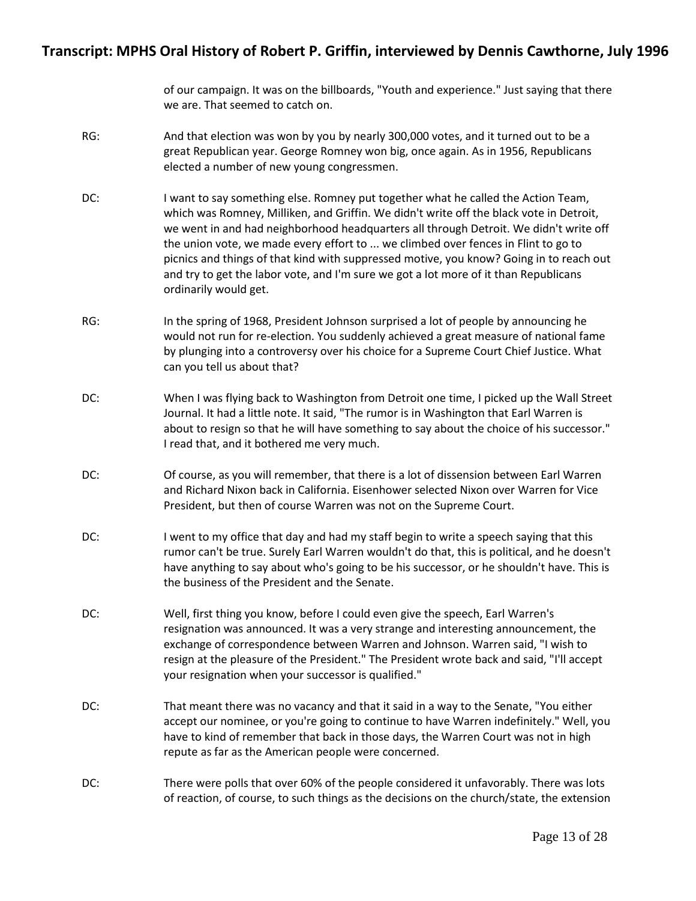of our campaign. It was on the billboards, "Youth and experience." Just saying that there we are. That seemed to catch on.

RG: And that election was won by you by nearly 300,000 votes, and it turned out to be a great Republican year. George Romney won big, once again. As in 1956, Republicans elected a number of new young congressmen.

DC: I want to say something else. Romney put together what he called the Action Team, which was Romney, Milliken, and Griffin. We didn't write off the black vote in Detroit, we went in and had neighborhood headquarters all through Detroit. We didn't write off the union vote, we made every effort to ... we climbed over fences in Flint to go to picnics and things of that kind with suppressed motive, you know? Going in to reach out and try to get the labor vote, and I'm sure we got a lot more of it than Republicans ordinarily would get.

RG: In the spring of 1968, President Johnson surprised a lot of people by announcing he would not run for re-election. You suddenly achieved a great measure of national fame by plunging into a controversy over his choice for a Supreme Court Chief Justice. What can you tell us about that?

DC: When I was flying back to Washington from Detroit one time, I picked up the Wall Street Journal. It had a little note. It said, "The rumor is in Washington that Earl Warren is about to resign so that he will have something to say about the choice of his successor." I read that, and it bothered me very much.

DC: Of course, as you will remember, that there is a lot of dissension between Earl Warren and Richard Nixon back in California. Eisenhower selected Nixon over Warren for Vice President, but then of course Warren was not on the Supreme Court.

DC: I went to my office that day and had my staff begin to write a speech saying that this rumor can't be true. Surely Earl Warren wouldn't do that, this is political, and he doesn't have anything to say about who's going to be his successor, or he shouldn't have. This is the business of the President and the Senate.

DC: Well, first thing you know, before I could even give the speech, Earl Warren's resignation was announced. It was a very strange and interesting announcement, the exchange of correspondence between Warren and Johnson. Warren said, "I wish to resign at the pleasure of the President." The President wrote back and said, "I'll accept your resignation when your successor is qualified."

DC: That meant there was no vacancy and that it said in a way to the Senate, "You either accept our nominee, or you're going to continue to have Warren indefinitely." Well, you have to kind of remember that back in those days, the Warren Court was not in high repute as far as the American people were concerned.

DC: There were polls that over 60% of the people considered it unfavorably. There was lots of reaction, of course, to such things as the decisions on the church/state, the extension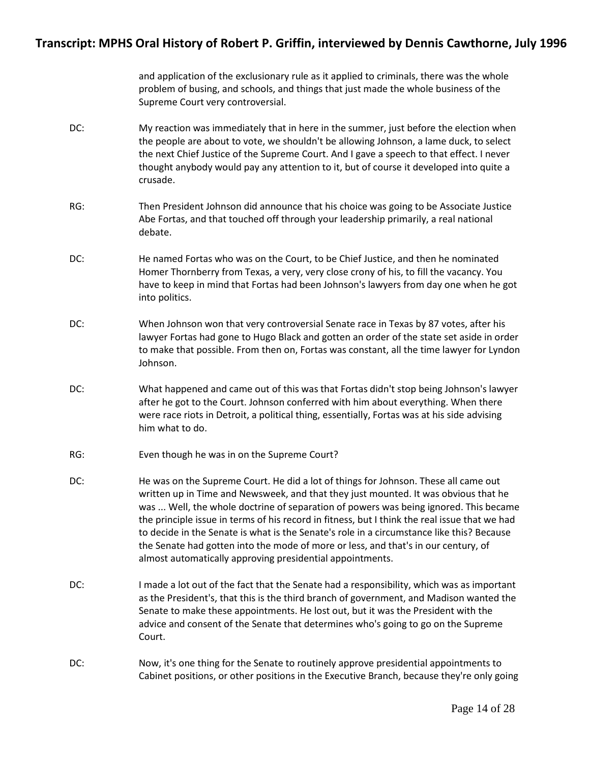and application of the exclusionary rule as it applied to criminals, there was the whole problem of busing, and schools, and things that just made the whole business of the Supreme Court very controversial.

DC: My reaction was immediately that in here in the summer, just before the election when the people are about to vote, we shouldn't be allowing Johnson, a lame duck, to select the next Chief Justice of the Supreme Court. And I gave a speech to that effect. I never thought anybody would pay any attention to it, but of course it developed into quite a crusade.

RG: Then President Johnson did announce that his choice was going to be Associate Justice Abe Fortas, and that touched off through your leadership primarily, a real national debate.

DC: He named Fortas who was on the Court, to be Chief Justice, and then he nominated Homer Thornberry from Texas, a very, very close crony of his, to fill the vacancy. You have to keep in mind that Fortas had been Johnson's lawyers from day one when he got into politics.

DC: When Johnson won that very controversial Senate race in Texas by 87 votes, after his lawyer Fortas had gone to Hugo Black and gotten an order of the state set aside in order to make that possible. From then on, Fortas was constant, all the time lawyer for Lyndon Johnson.

DC: What happened and came out of this was that Fortas didn't stop being Johnson's lawyer after he got to the Court. Johnson conferred with him about everything. When there were race riots in Detroit, a political thing, essentially, Fortas was at his side advising him what to do.

RG: Even though he was in on the Supreme Court?

DC: He was on the Supreme Court. He did a lot of things for Johnson. These all came out written up in Time and Newsweek, and that they just mounted. It was obvious that he was ... Well, the whole doctrine of separation of powers was being ignored. This became the principle issue in terms of his record in fitness, but I think the real issue that we had to decide in the Senate is what is the Senate's role in a circumstance like this? Because the Senate had gotten into the mode of more or less, and that's in our century, of almost automatically approving presidential appointments.

DC: I made a lot out of the fact that the Senate had a responsibility, which was as important as the President's, that this is the third branch of government, and Madison wanted the Senate to make these appointments. He lost out, but it was the President with the advice and consent of the Senate that determines who's going to go on the Supreme Court.

DC: Now, it's one thing for the Senate to routinely approve presidential appointments to Cabinet positions, or other positions in the Executive Branch, because they're only going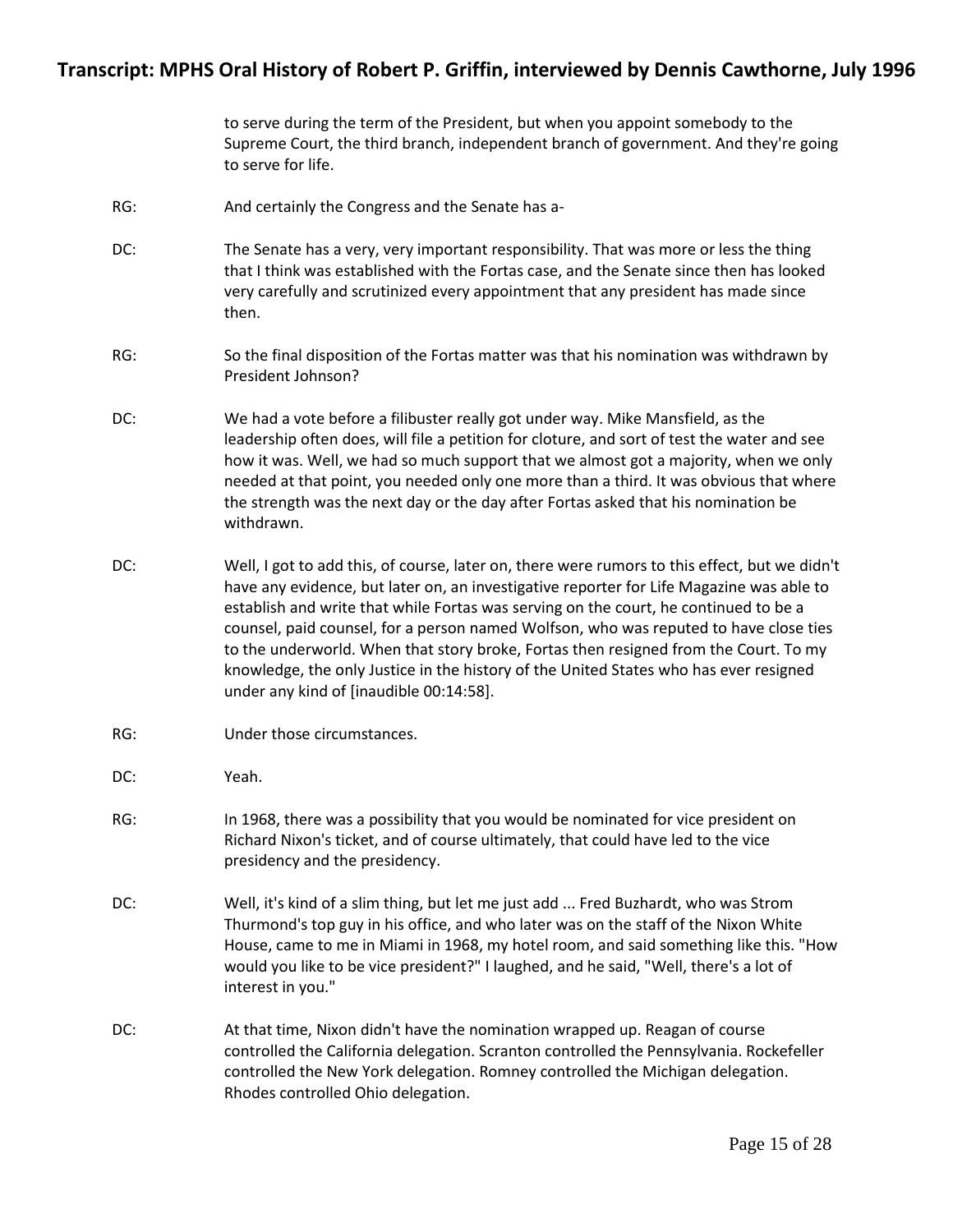to serve during the term of the President, but when you appoint somebody to the Supreme Court, the third branch, independent branch of government. And they're going to serve for life.

RG: And certainly the Congress and the Senate has a-

DC: The Senate has a very, very important responsibility. That was more or less the thing that I think was established with the Fortas case, and the Senate since then has looked very carefully and scrutinized every appointment that any president has made since then.

RG: So the final disposition of the Fortas matter was that his nomination was withdrawn by President Johnson?

DC: We had a vote before a filibuster really got under way. Mike Mansfield, as the leadership often does, will file a petition for cloture, and sort of test the water and see how it was. Well, we had so much support that we almost got a majority, when we only needed at that point, you needed only one more than a third. It was obvious that where the strength was the next day or the day after Fortas asked that his nomination be withdrawn.

DC: Well, I got to add this, of course, later on, there were rumors to this effect, but we didn't have any evidence, but later on, an investigative reporter for Life Magazine was able to establish and write that while Fortas was serving on the court, he continued to be a counsel, paid counsel, for a person named Wolfson, who was reputed to have close ties to the underworld. When that story broke, Fortas then resigned from the Court. To my knowledge, the only Justice in the history of the United States who has ever resigned under any kind of [inaudible 00:14:58].

RG: Under those circumstances.

DC: Yeah.

RG: In 1968, there was a possibility that you would be nominated for vice president on Richard Nixon's ticket, and of course ultimately, that could have led to the vice presidency and the presidency.

DC: Well, it's kind of a slim thing, but let me just add ... Fred Buzhardt, who was Strom Thurmond's top guy in his office, and who later was on the staff of the Nixon White House, came to me in Miami in 1968, my hotel room, and said something like this. "How would you like to be vice president?" I laughed, and he said, "Well, there's a lot of interest in you."

DC: At that time, Nixon didn't have the nomination wrapped up. Reagan of course controlled the California delegation. Scranton controlled the Pennsylvania. Rockefeller controlled the New York delegation. Romney controlled the Michigan delegation. Rhodes controlled Ohio delegation.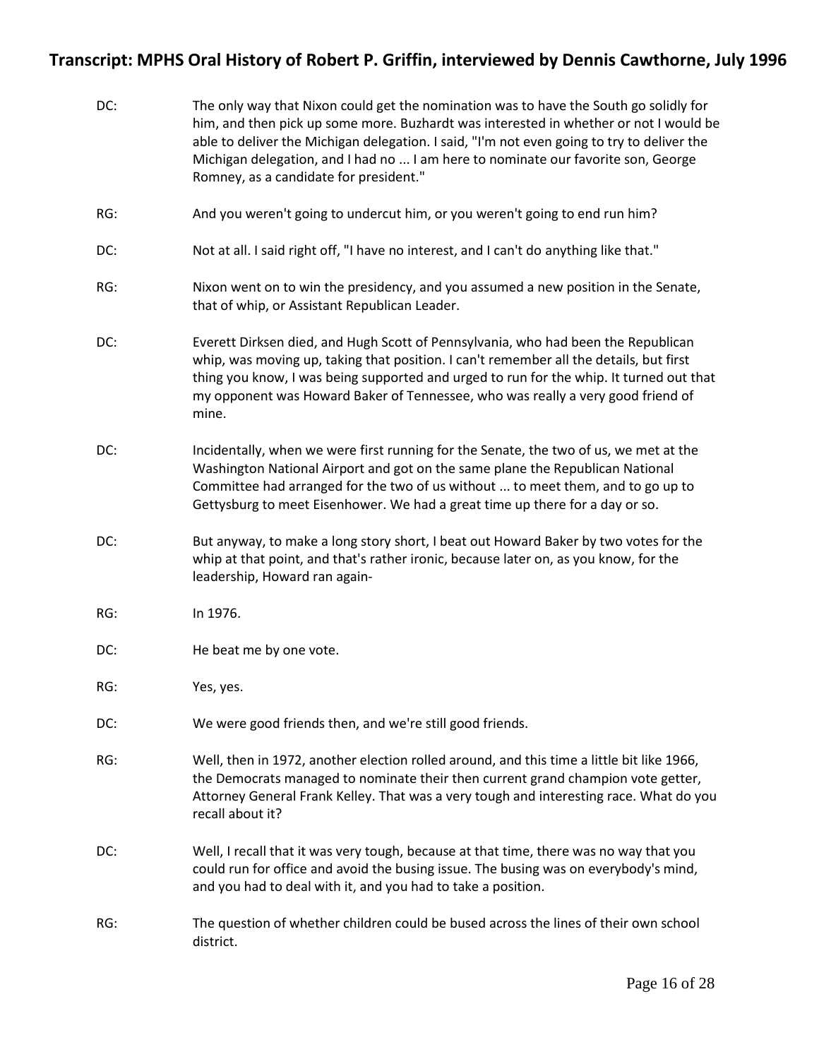DC: The only way that Nixon could get the nomination was to have the South go solidly for him, and then pick up some more. Buzhardt was interested in whether or not I would be able to deliver the Michigan delegation. I said, "I'm not even going to try to deliver the Michigan delegation, and I had no ... I am here to nominate our favorite son, George Romney, as a candidate for president."

RG: And you weren't going to undercut him, or you weren't going to end run him?

DC: Not at all. I said right off, "I have no interest, and I can't do anything like that."

RG: Nixon went on to win the presidency, and you assumed a new position in the Senate, that of whip, or Assistant Republican Leader.

DC: Everett Dirksen died, and Hugh Scott of Pennsylvania, who had been the Republican whip, was moving up, taking that position. I can't remember all the details, but first thing you know, I was being supported and urged to run for the whip. It turned out that my opponent was Howard Baker of Tennessee, who was really a very good friend of mine.

DC: Incidentally, when we were first running for the Senate, the two of us, we met at the Washington National Airport and got on the same plane the Republican National Committee had arranged for the two of us without ... to meet them, and to go up to Gettysburg to meet Eisenhower. We had a great time up there for a day or so.

DC: But anyway, to make a long story short, I beat out Howard Baker by two votes for the whip at that point, and that's rather ironic, because later on, as you know, for the leadership, Howard ran again-

RG: In 1976.

DC: He beat me by one vote.

RG: Yes, yes.

DC: We were good friends then, and we're still good friends.

RG: Well, then in 1972, another election rolled around, and this time a little bit like 1966, the Democrats managed to nominate their then current grand champion vote getter, Attorney General Frank Kelley. That was a very tough and interesting race. What do you recall about it?

DC: Well, I recall that it was very tough, because at that time, there was no way that you could run for office and avoid the busing issue. The busing was on everybody's mind, and you had to deal with it, and you had to take a position.

RG: The question of whether children could be bused across the lines of their own school district.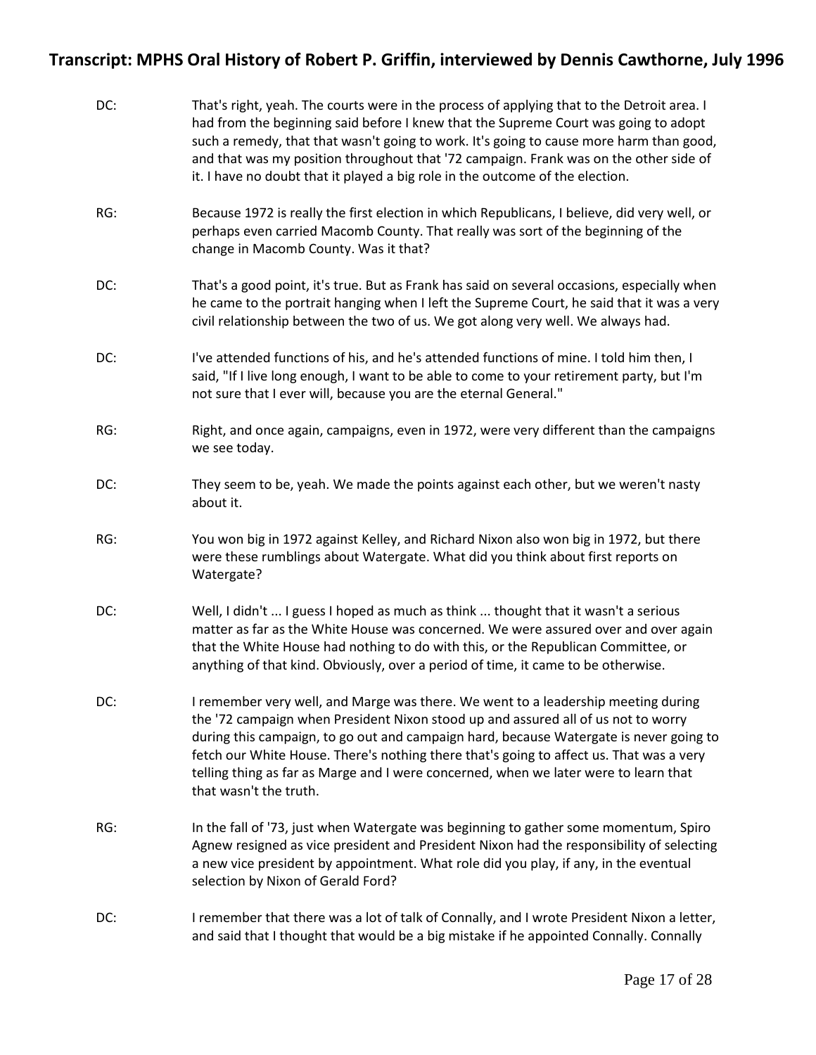DC: That's right, yeah. The courts were in the process of applying that to the Detroit area. I had from the beginning said before I knew that the Supreme Court was going to adopt such a remedy, that that wasn't going to work. It's going to cause more harm than good, and that was my position throughout that '72 campaign. Frank was on the other side of it. I have no doubt that it played a big role in the outcome of the election.

RG: Because 1972 is really the first election in which Republicans, I believe, did very well, or perhaps even carried Macomb County. That really was sort of the beginning of the change in Macomb County. Was it that?

DC: That's a good point, it's true. But as Frank has said on several occasions, especially when he came to the portrait hanging when I left the Supreme Court, he said that it was a very civil relationship between the two of us. We got along very well. We always had.

DC: I've attended functions of his, and he's attended functions of mine. I told him then, I said, "If I live long enough, I want to be able to come to your retirement party, but I'm not sure that I ever will, because you are the eternal General."

RG: Right, and once again, campaigns, even in 1972, were very different than the campaigns we see today.

DC: They seem to be, yeah. We made the points against each other, but we weren't nasty about it.

RG: You won big in 1972 against Kelley, and Richard Nixon also won big in 1972, but there were these rumblings about Watergate. What did you think about first reports on Watergate?

DC: Well, I didn't ... I guess I hoped as much as think ... thought that it wasn't a serious matter as far as the White House was concerned. We were assured over and over again that the White House had nothing to do with this, or the Republican Committee, or anything of that kind. Obviously, over a period of time, it came to be otherwise.

DC: I remember very well, and Marge was there. We went to a leadership meeting during the '72 campaign when President Nixon stood up and assured all of us not to worry during this campaign, to go out and campaign hard, because Watergate is never going to fetch our White House. There's nothing there that's going to affect us. That was a very telling thing as far as Marge and I were concerned, when we later were to learn that that wasn't the truth.

RG: In the fall of '73, just when Watergate was beginning to gather some momentum, Spiro Agnew resigned as vice president and President Nixon had the responsibility of selecting a new vice president by appointment. What role did you play, if any, in the eventual selection by Nixon of Gerald Ford?

DC: I remember that there was a lot of talk of Connally, and I wrote President Nixon a letter, and said that I thought that would be a big mistake if he appointed Connally. Connally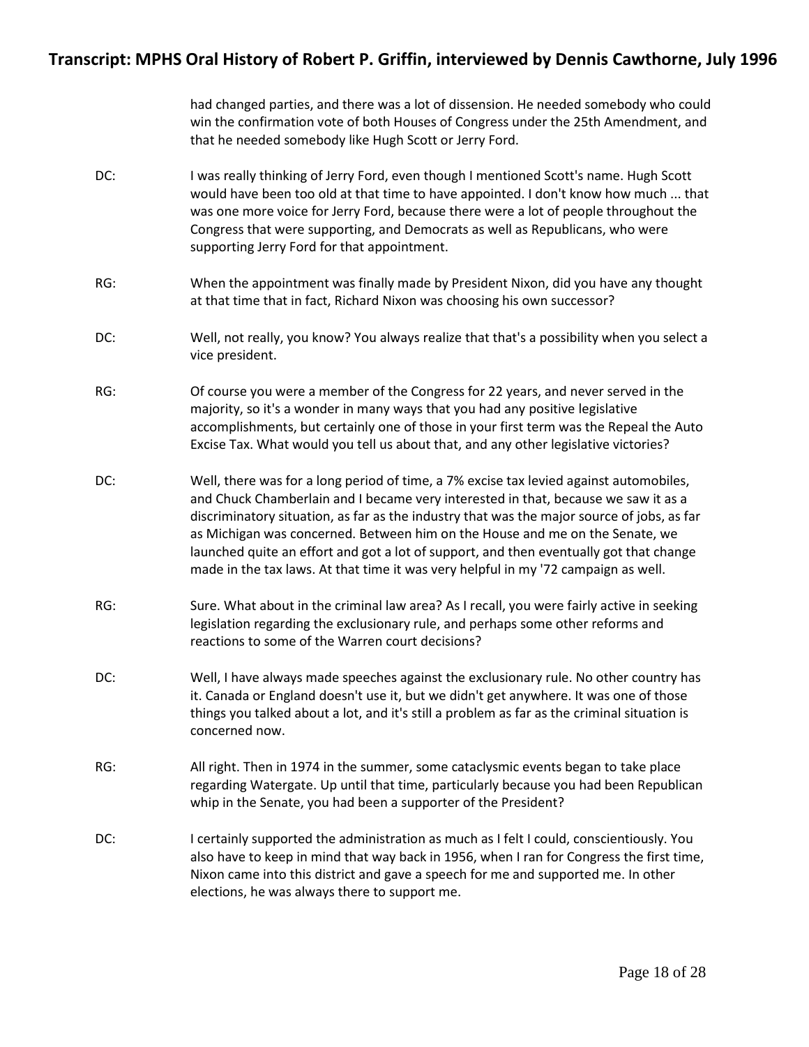had changed parties, and there was a lot of dissension. He needed somebody who could win the confirmation vote of both Houses of Congress under the 25th Amendment, and that he needed somebody like Hugh Scott or Jerry Ford.

DC: I was really thinking of Jerry Ford, even though I mentioned Scott's name. Hugh Scott would have been too old at that time to have appointed. I don't know how much ... that was one more voice for Jerry Ford, because there were a lot of people throughout the Congress that were supporting, and Democrats as well as Republicans, who were supporting Jerry Ford for that appointment.

RG: When the appointment was finally made by President Nixon, did you have any thought at that time that in fact, Richard Nixon was choosing his own successor?

DC: Well, not really, you know? You always realize that that's a possibility when you select a vice president.

RG: Of course you were a member of the Congress for 22 years, and never served in the majority, so it's a wonder in many ways that you had any positive legislative accomplishments, but certainly one of those in your first term was the Repeal the Auto Excise Tax. What would you tell us about that, and any other legislative victories?

DC: Well, there was for a long period of time, a 7% excise tax levied against automobiles, and Chuck Chamberlain and I became very interested in that, because we saw it as a discriminatory situation, as far as the industry that was the major source of jobs, as far as Michigan was concerned. Between him on the House and me on the Senate, we launched quite an effort and got a lot of support, and then eventually got that change made in the tax laws. At that time it was very helpful in my '72 campaign as well.

RG: Sure. What about in the criminal law area? As I recall, you were fairly active in seeking legislation regarding the exclusionary rule, and perhaps some other reforms and reactions to some of the Warren court decisions?

DC: Well, I have always made speeches against the exclusionary rule. No other country has it. Canada or England doesn't use it, but we didn't get anywhere. It was one of those things you talked about a lot, and it's still a problem as far as the criminal situation is concerned now.

RG: All right. Then in 1974 in the summer, some cataclysmic events began to take place regarding Watergate. Up until that time, particularly because you had been Republican whip in the Senate, you had been a supporter of the President?

DC: I certainly supported the administration as much as I felt I could, conscientiously. You also have to keep in mind that way back in 1956, when I ran for Congress the first time, Nixon came into this district and gave a speech for me and supported me. In other elections, he was always there to support me.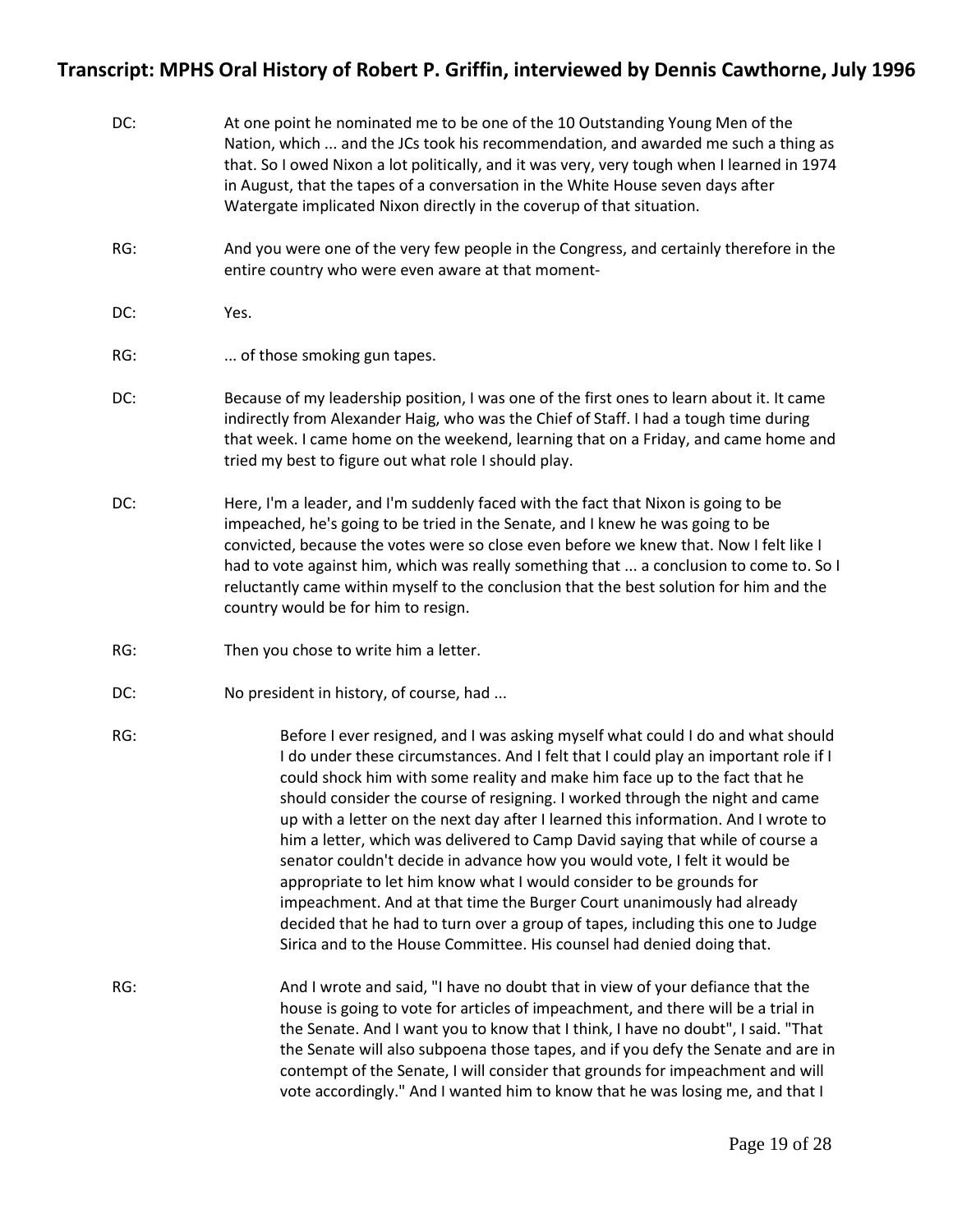DC: At one point he nominated me to be one of the 10 Outstanding Young Men of the Nation, which ... and the JCs took his recommendation, and awarded me such a thing as that. So I owed Nixon a lot politically, and it was very, very tough when I learned in 1974 in August, that the tapes of a conversation in the White House seven days after Watergate implicated Nixon directly in the coverup of that situation.

RG: And you were one of the very few people in the Congress, and certainly therefore in the entire country who were even aware at that moment-

DC: Yes.

RG: ... of those smoking gun tapes.

DC: Because of my leadership position, I was one of the first ones to learn about it. It came indirectly from Alexander Haig, who was the Chief of Staff. I had a tough time during that week. I came home on the weekend, learning that on a Friday, and came home and tried my best to figure out what role I should play.

DC: Here, I'm a leader, and I'm suddenly faced with the fact that Nixon is going to be impeached, he's going to be tried in the Senate, and I knew he was going to be convicted, because the votes were so close even before we knew that. Now I felt like I had to vote against him, which was really something that ... a conclusion to come to. So I reluctantly came within myself to the conclusion that the best solution for him and the country would be for him to resign.

RG: Then you chose to write him a letter.

DC: No president in history, of course, had ...

RG: Before I ever resigned, and I was asking myself what could I do and what should I do under these circumstances. And I felt that I could play an important role if I could shock him with some reality and make him face up to the fact that he should consider the course of resigning. I worked through the night and came up with a letter on the next day after I learned this information. And I wrote to him a letter, which was delivered to Camp David saying that while of course a senator couldn't decide in advance how you would vote, I felt it would be appropriate to let him know what I would consider to be grounds for impeachment. And at that time the Burger Court unanimously had already decided that he had to turn over a group of tapes, including this one to Judge Sirica and to the House Committee. His counsel had denied doing that.

RG: And I wrote and said, "I have no doubt that in view of your defiance that the house is going to vote for articles of impeachment, and there will be a trial in the Senate. And I want you to know that I think, I have no doubt", I said. "That the Senate will also subpoena those tapes, and if you defy the Senate and are in contempt of the Senate, I will consider that grounds for impeachment and will vote accordingly." And I wanted him to know that he was losing me, and that I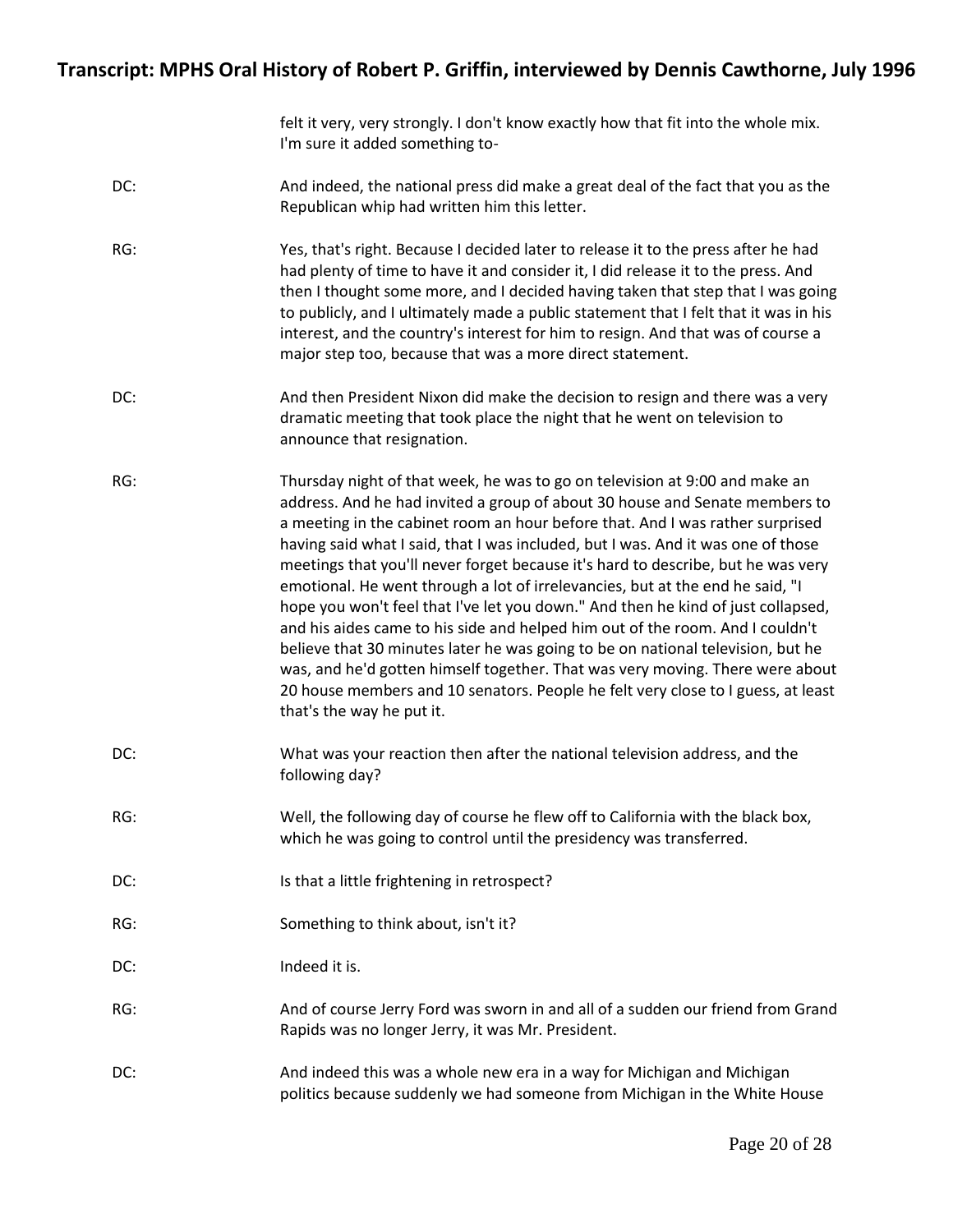felt it very, very strongly. I don't know exactly how that fit into the whole mix. I'm sure it added something to-

DC: And indeed, the national press did make a great deal of the fact that you as the Republican whip had written him this letter.

RG: Yes, that's right. Because I decided later to release it to the press after he had had plenty of time to have it and consider it, I did release it to the press. And then I thought some more, and I decided having taken that step that I was going to publicly, and I ultimately made a public statement that I felt that it was in his interest, and the country's interest for him to resign. And that was of course a major step too, because that was a more direct statement.

DC: And then President Nixon did make the decision to resign and there was a very dramatic meeting that took place the night that he went on television to announce that resignation.

RG: Thursday night of that week, he was to go on television at 9:00 and make an address. And he had invited a group of about 30 house and Senate members to a meeting in the cabinet room an hour before that. And I was rather surprised having said what I said, that I was included, but I was. And it was one of those meetings that you'll never forget because it's hard to describe, but he was very emotional. He went through a lot of irrelevancies, but at the end he said, "I hope you won't feel that I've let you down." And then he kind of just collapsed, and his aides came to his side and helped him out of the room. And I couldn't believe that 30 minutes later he was going to be on national television, but he was, and he'd gotten himself together. That was very moving. There were about 20 house members and 10 senators. People he felt very close to I guess, at least that's the way he put it.

DC: What was your reaction then after the national television address, and the following day?

RG: Well, the following day of course he flew off to California with the black box, which he was going to control until the presidency was transferred.

DC: Is that a little frightening in retrospect?

RG: Something to think about, isn't it?

DC: Indeed it is.

RG: And of course Jerry Ford was sworn in and all of a sudden our friend from Grand Rapids was no longer Jerry, it was Mr. President.

DC: And indeed this was a whole new era in a way for Michigan and Michigan politics because suddenly we had someone from Michigan in the White House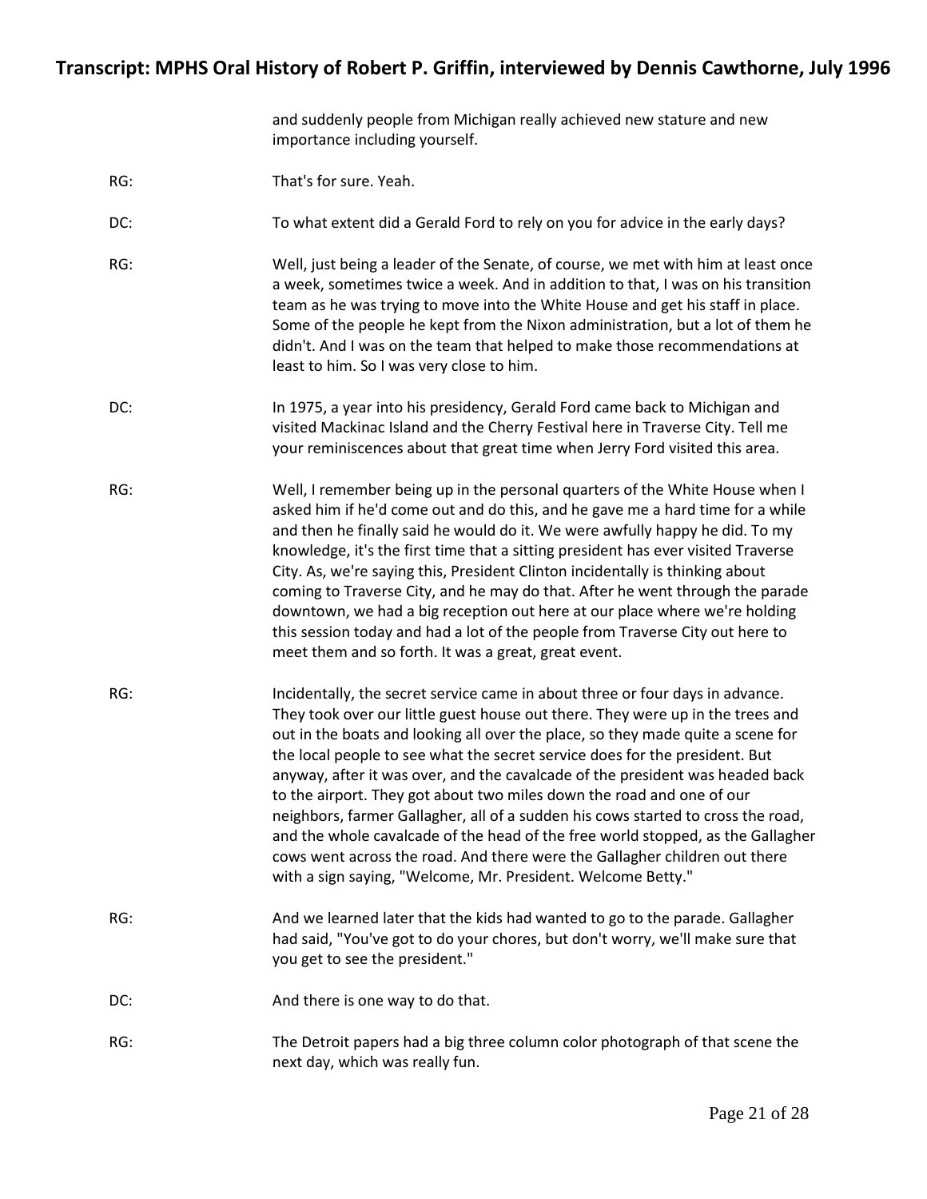and suddenly people from Michigan really achieved new stature and new importance including yourself.

RG: That's for sure. Yeah.

DC: To what extent did a Gerald Ford to rely on you for advice in the early days?

RG: Well, just being a leader of the Senate, of course, we met with him at least once a week, sometimes twice a week. And in addition to that, I was on his transition team as he was trying to move into the White House and get his staff in place. Some of the people he kept from the Nixon administration, but a lot of them he didn't. And I was on the team that helped to make those recommendations at least to him. So I was very close to him.

DC: In 1975, a year into his presidency, Gerald Ford came back to Michigan and visited Mackinac Island and the Cherry Festival here in Traverse City. Tell me your reminiscences about that great time when Jerry Ford visited this area.

RG: Well, I remember being up in the personal quarters of the White House when I asked him if he'd come out and do this, and he gave me a hard time for a while and then he finally said he would do it. We were awfully happy he did. To my knowledge, it's the first time that a sitting president has ever visited Traverse City. As, we're saying this, President Clinton incidentally is thinking about coming to Traverse City, and he may do that. After he went through the parade downtown, we had a big reception out here at our place where we're holding this session today and had a lot of the people from Traverse City out here to meet them and so forth. It was a great, great event.

RG: Incidentally, the secret service came in about three or four days in advance. They took over our little guest house out there. They were up in the trees and out in the boats and looking all over the place, so they made quite a scene for the local people to see what the secret service does for the president. But anyway, after it was over, and the cavalcade of the president was headed back to the airport. They got about two miles down the road and one of our neighbors, farmer Gallagher, all of a sudden his cows started to cross the road, and the whole cavalcade of the head of the free world stopped, as the Gallagher cows went across the road. And there were the Gallagher children out there with a sign saying, "Welcome, Mr. President. Welcome Betty."

RG: And we learned later that the kids had wanted to go to the parade. Gallagher had said, "You've got to do your chores, but don't worry, we'll make sure that you get to see the president."

DC: And there is one way to do that.

RG: The Detroit papers had a big three column color photograph of that scene the next day, which was really fun.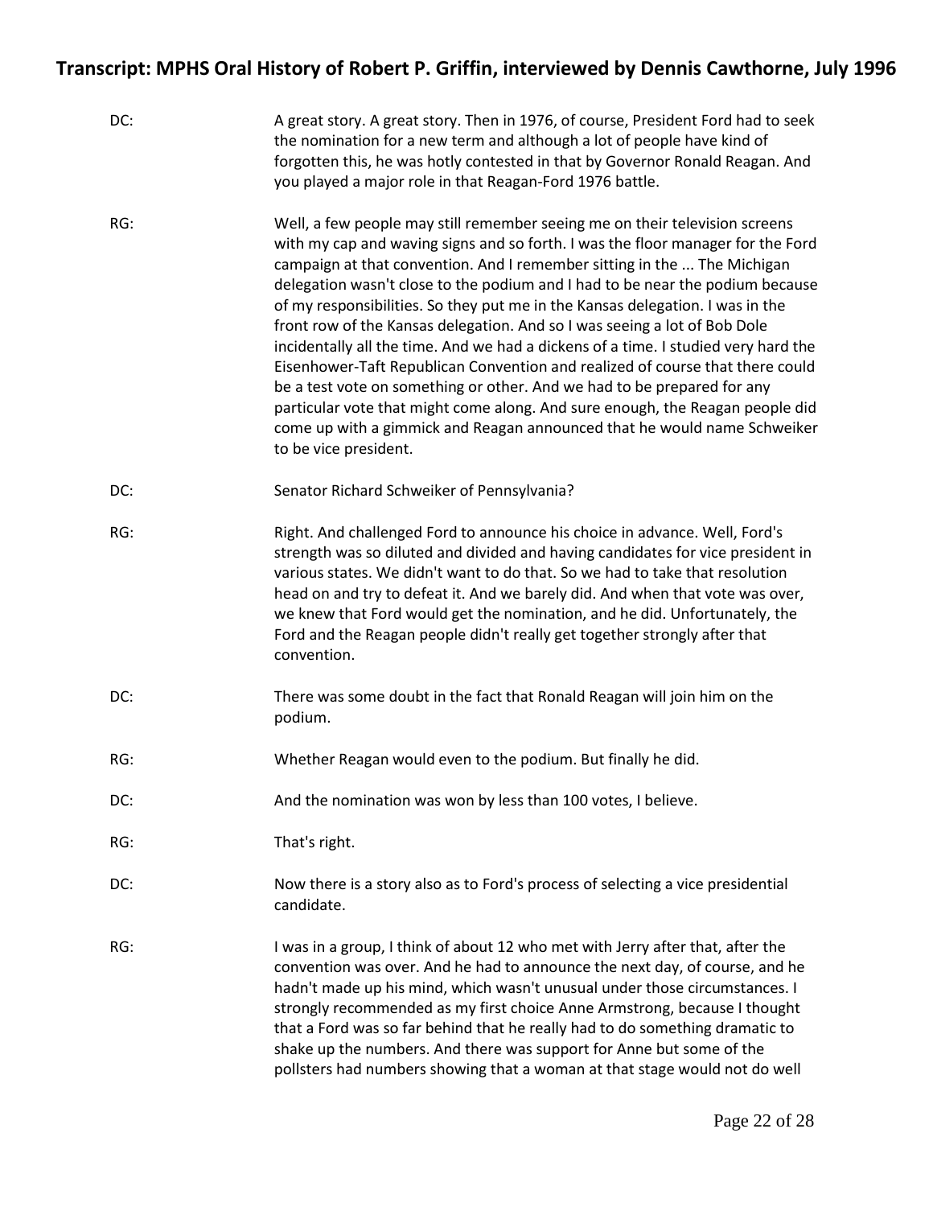DC: A great story. A great story. Then in 1976, of course, President Ford had to seek the nomination for a new term and although a lot of people have kind of forgotten this, he was hotly contested in that by Governor Ronald Reagan. And you played a major role in that Reagan-Ford 1976 battle.

RG: Well, a few people may still remember seeing me on their television screens with my cap and waving signs and so forth. I was the floor manager for the Ford campaign at that convention. And I remember sitting in the ... The Michigan delegation wasn't close to the podium and I had to be near the podium because of my responsibilities. So they put me in the Kansas delegation. I was in the front row of the Kansas delegation. And so I was seeing a lot of Bob Dole incidentally all the time. And we had a dickens of a time. I studied very hard the Eisenhower-Taft Republican Convention and realized of course that there could be a test vote on something or other. And we had to be prepared for any particular vote that might come along. And sure enough, the Reagan people did come up with a gimmick and Reagan announced that he would name Schweiker to be vice president.

DC: Senator Richard Schweiker of Pennsylvania?

RG: Right. And challenged Ford to announce his choice in advance. Well, Ford's strength was so diluted and divided and having candidates for vice president in various states. We didn't want to do that. So we had to take that resolution head on and try to defeat it. And we barely did. And when that vote was over, we knew that Ford would get the nomination, and he did. Unfortunately, the Ford and the Reagan people didn't really get together strongly after that convention.

DC: There was some doubt in the fact that Ronald Reagan will join him on the podium.

RG: Whether Reagan would even to the podium. But finally he did.

DC: And the nomination was won by less than 100 votes, I believe.

RG: That's right.

DC: Now there is a story also as to Ford's process of selecting a vice presidential candidate.

RG: I was in a group, I think of about 12 who met with Jerry after that, after the convention was over. And he had to announce the next day, of course, and he hadn't made up his mind, which wasn't unusual under those circumstances. I strongly recommended as my first choice Anne Armstrong, because I thought that a Ford was so far behind that he really had to do something dramatic to shake up the numbers. And there was support for Anne but some of the pollsters had numbers showing that a woman at that stage would not do well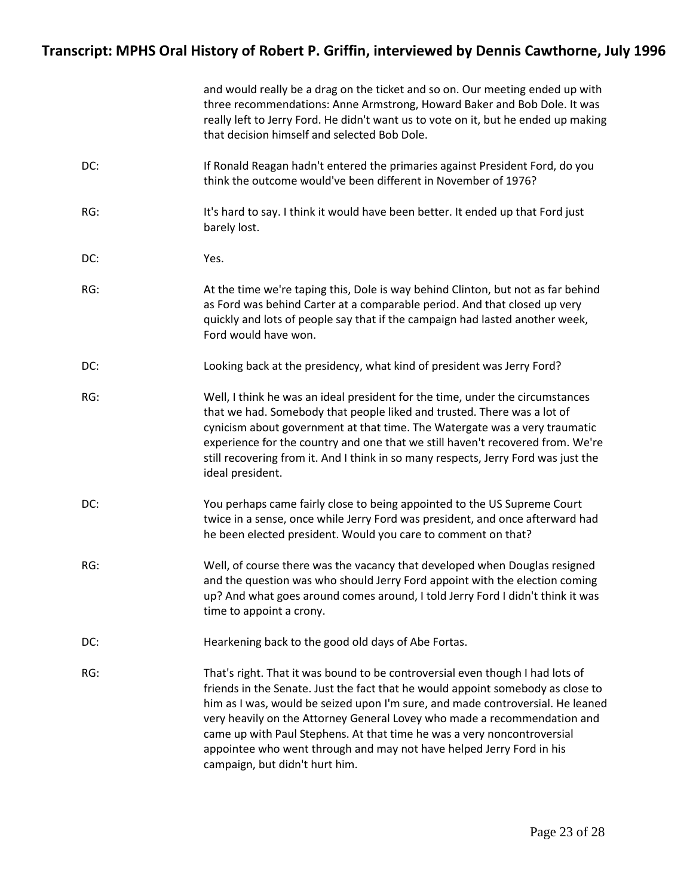and would really be a drag on the ticket and so on. Our meeting ended up with three recommendations: Anne Armstrong, Howard Baker and Bob Dole. It was really left to Jerry Ford. He didn't want us to vote on it, but he ended up making that decision himself and selected Bob Dole.

DC: If Ronald Reagan hadn't entered the primaries against President Ford, do you think the outcome would've been different in November of 1976?

RG: It's hard to say. I think it would have been better. It ended up that Ford just barely lost.

DC: Yes.

RG: At the time we're taping this, Dole is way behind Clinton, but not as far behind as Ford was behind Carter at a comparable period. And that closed up very quickly and lots of people say that if the campaign had lasted another week, Ford would have won.

DC: Looking back at the presidency, what kind of president was Jerry Ford?

RG: Well, I think he was an ideal president for the time, under the circumstances that we had. Somebody that people liked and trusted. There was a lot of cynicism about government at that time. The Watergate was a very traumatic experience for the country and one that we still haven't recovered from. We're still recovering from it. And I think in so many respects, Jerry Ford was just the ideal president.

DC: You perhaps came fairly close to being appointed to the US Supreme Court twice in a sense, once while Jerry Ford was president, and once afterward had he been elected president. Would you care to comment on that?

RG: Well, of course there was the vacancy that developed when Douglas resigned and the question was who should Jerry Ford appoint with the election coming up? And what goes around comes around, I told Jerry Ford I didn't think it was time to appoint a crony.

DC: Hearkening back to the good old days of Abe Fortas.

RG: That's right. That it was bound to be controversial even though I had lots of friends in the Senate. Just the fact that he would appoint somebody as close to him as I was, would be seized upon I'm sure, and made controversial. He leaned very heavily on the Attorney General Lovey who made a recommendation and came up with Paul Stephens. At that time he was a very noncontroversial appointee who went through and may not have helped Jerry Ford in his campaign, but didn't hurt him.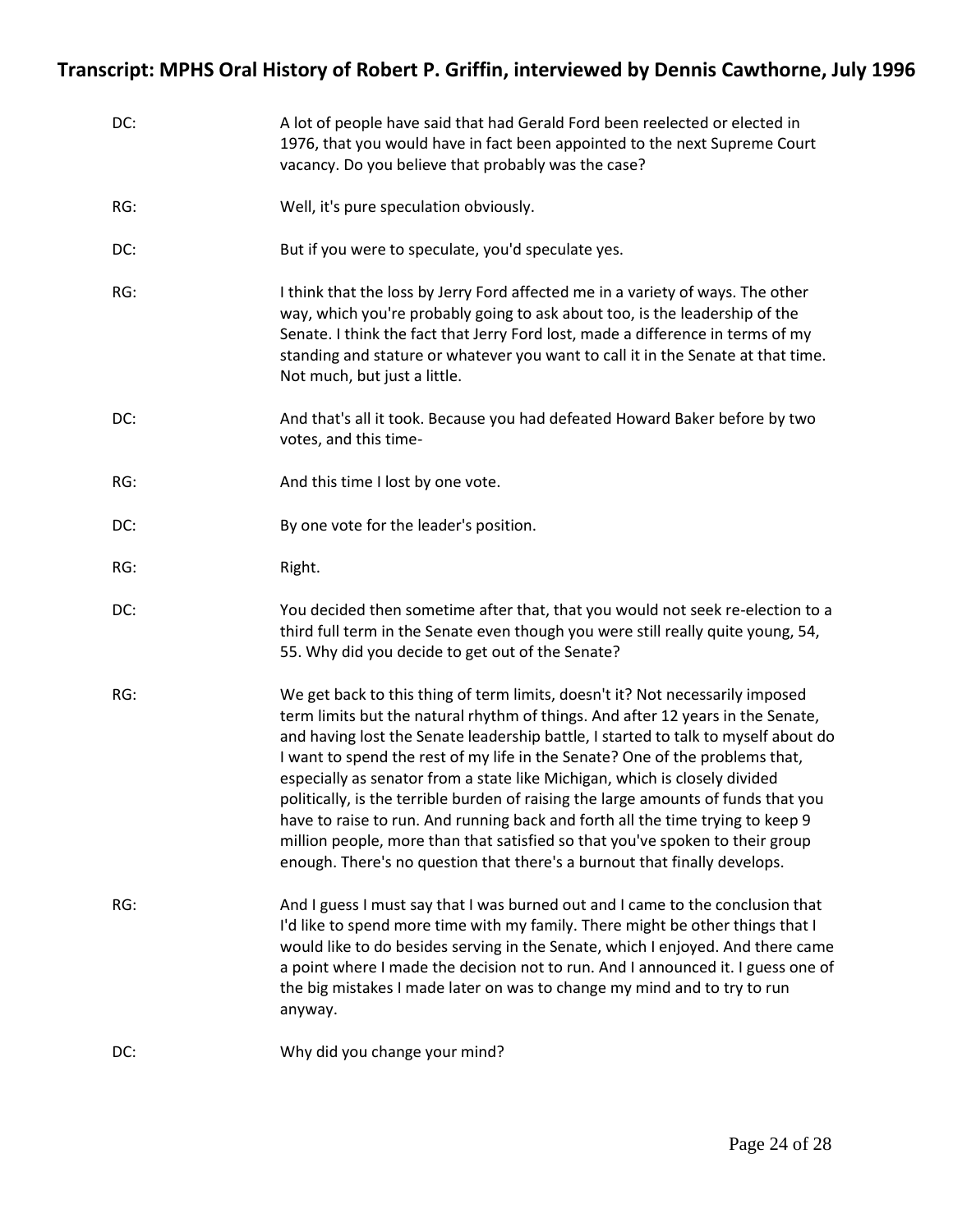DC: A lot of people have said that had Gerald Ford been reelected or elected in 1976, that you would have in fact been appointed to the next Supreme Court vacancy. Do you believe that probably was the case?

RG: Well, it's pure speculation obviously.

DC: But if you were to speculate, you'd speculate yes.

RG: I think that the loss by Jerry Ford affected me in a variety of ways. The other way, which you're probably going to ask about too, is the leadership of the Senate. I think the fact that Jerry Ford lost, made a difference in terms of my standing and stature or whatever you want to call it in the Senate at that time. Not much, but just a little.

DC: And that's all it took. Because you had defeated Howard Baker before by two votes, and this time-

RG: And this time I lost by one vote.

DC: By one vote for the leader's position.

RG: Right.

DC: You decided then sometime after that, that you would not seek re-election to a third full term in the Senate even though you were still really quite young, 54, 55. Why did you decide to get out of the Senate?

RG: We get back to this thing of term limits, doesn't it? Not necessarily imposed term limits but the natural rhythm of things. And after 12 years in the Senate, and having lost the Senate leadership battle, I started to talk to myself about do I want to spend the rest of my life in the Senate? One of the problems that, especially as senator from a state like Michigan, which is closely divided politically, is the terrible burden of raising the large amounts of funds that you have to raise to run. And running back and forth all the time trying to keep 9 million people, more than that satisfied so that you've spoken to their group enough. There's no question that there's a burnout that finally develops.

RG: And I guess I must say that I was burned out and I came to the conclusion that I'd like to spend more time with my family. There might be other things that I would like to do besides serving in the Senate, which I enjoyed. And there came a point where I made the decision not to run. And I announced it. I guess one of the big mistakes I made later on was to change my mind and to try to run anyway.

DC: Why did you change your mind?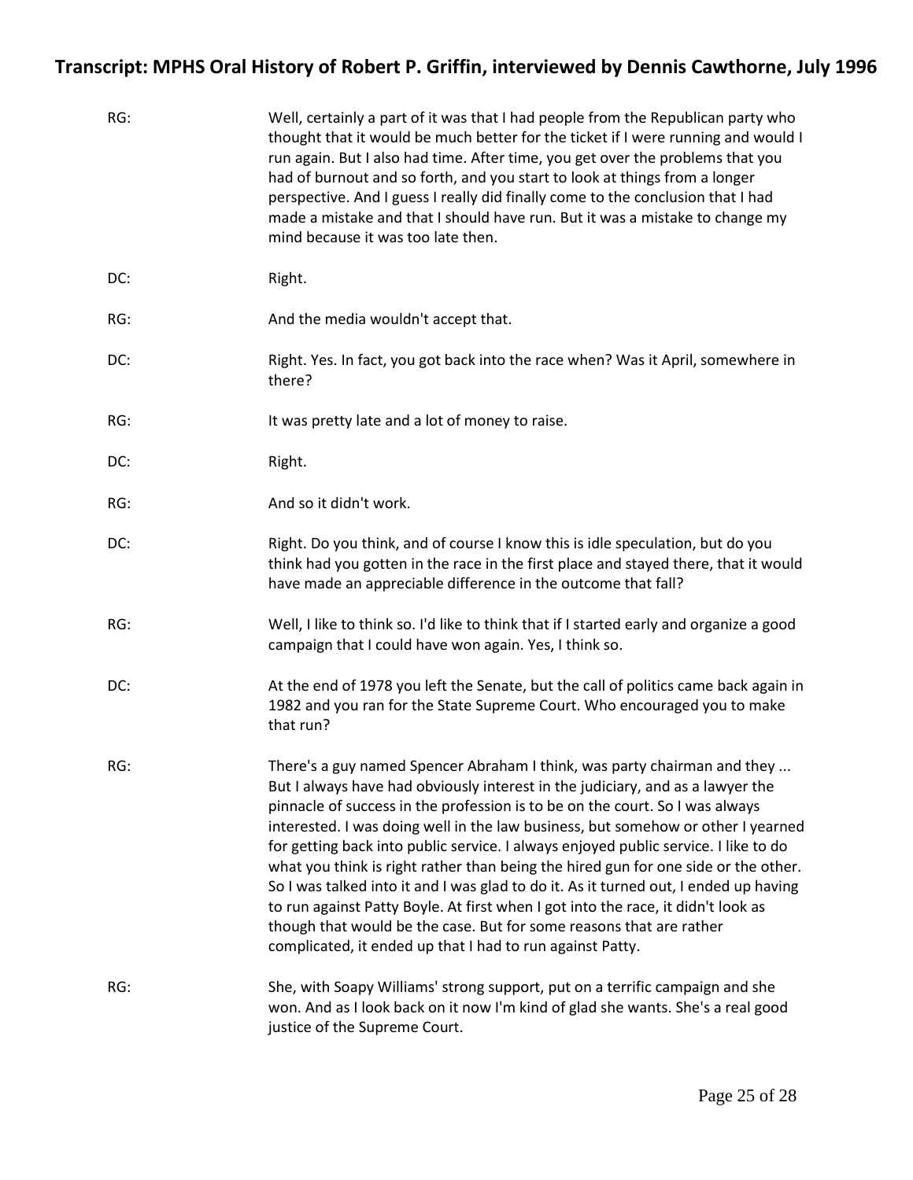RG: Well, certainly a part of it was that I had people from the Republican party who thought that it would be much better for the ticket if I were running and would I run again. But I also had time. After time, you get over the problems that you had of burnout and so forth, and you start to look at things from a longer perspective. And I guess I really did finally come to the conclusion that I had made a mistake and that I should have run. But it was a mistake to change my mind because it was too late then.

DC: Right.

RG: And the media wouldn't accept that.

DC: Right. Yes. In fact, you got back into the race when? Was it April, somewhere in there?

RG: It was pretty late and a lot of money to raise.

DC: Right.

RG: And so it didn't work.

DC: Right. Do you think, and of course I know this is idle speculation, but do you think had you gotten in the race in the first place and stayed there, that it would have made an appreciable difference in the outcome that fall?

RG: Well, I like to think so. I'd like to think that if I started early and organize a good campaign that I could have won again. Yes, I think so.

DC: At the end of 1978 you left the Senate, but the call of politics came back again in 1982 and you ran for the State Supreme Court. Who encouraged you to make that run?

RG: There's a guy named Spencer Abraham I think, was party chairman and they ... But I always have had obviously interest in the judiciary, and as a lawyer the pinnacle of success in the profession is to be on the court. So I was always interested. I was doing well in the law business, but somehow or other I yearned for getting back into public service. I always enjoyed public service. I like to do what you think is right rather than being the hired gun for one side or the other. So I was talked into it and I was glad to do it. As it turned out, I ended up having to run against Patty Boyle. At first when I got into the race, it didn't look as though that would be the case. But for some reasons that are rather complicated, it ended up that I had to run against Patty.

RG: She, with Soapy Williams' strong support, put on a terrific campaign and she won. And as I look back on it now I'm kind of glad she wants. She's a real good justice of the Supreme Court.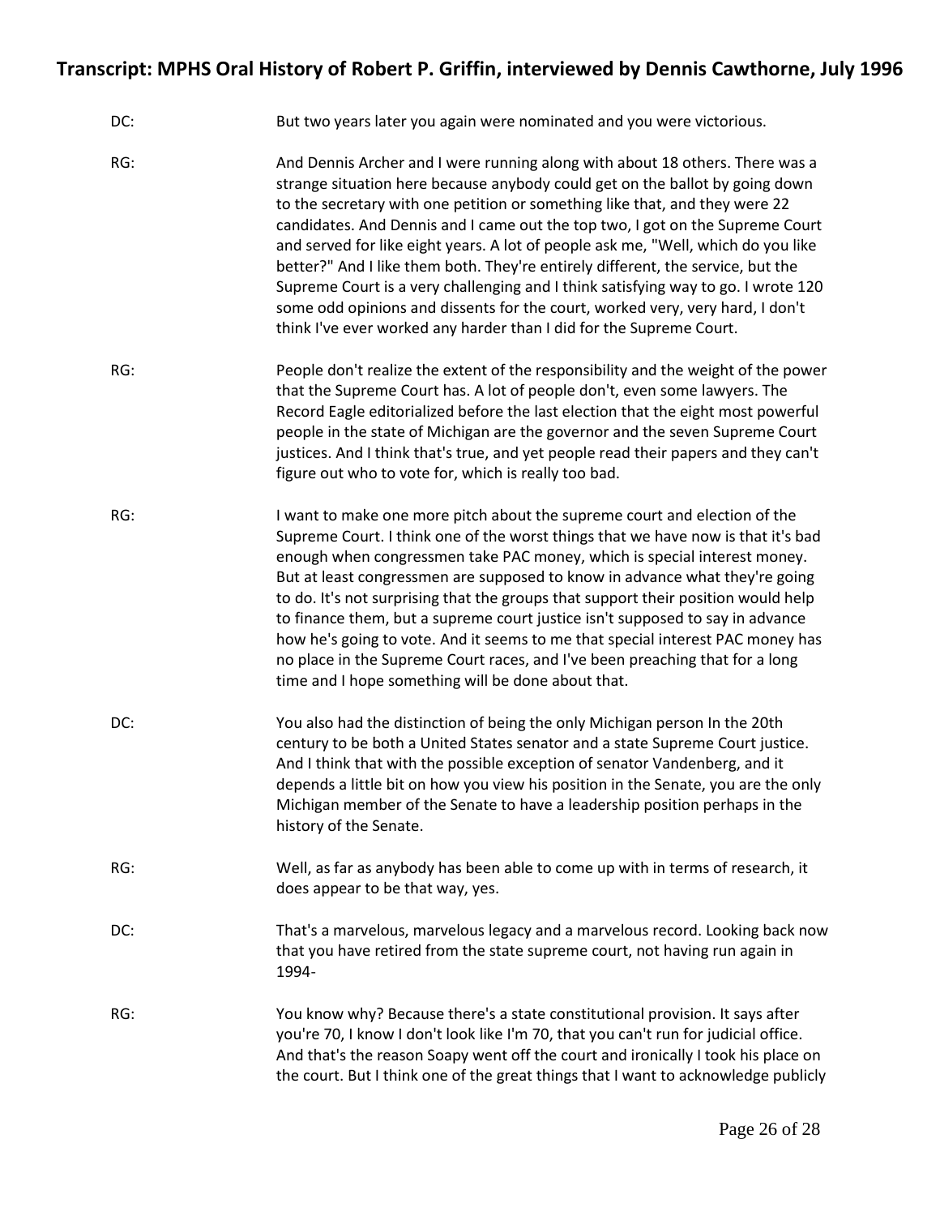DC: But two years later you again were nominated and you were victorious.

RG: And Dennis Archer and I were running along with about 18 others. There was a strange situation here because anybody could get on the ballot by going down to the secretary with one petition or something like that, and they were 22 candidates. And Dennis and I came out the top two, I got on the Supreme Court and served for like eight years. A lot of people ask me, "Well, which do you like better?" And I like them both. They're entirely different, the service, but the Supreme Court is a very challenging and I think satisfying way to go. I wrote 120 some odd opinions and dissents for the court, worked very, very hard, I don't think I've ever worked any harder than I did for the Supreme Court.

RG: People don't realize the extent of the responsibility and the weight of the power that the Supreme Court has. A lot of people don't, even some lawyers. The Record Eagle editorialized before the last election that the eight most powerful people in the state of Michigan are the governor and the seven Supreme Court justices. And I think that's true, and yet people read their papers and they can't figure out who to vote for, which is really too bad.

RG: I want to make one more pitch about the supreme court and election of the Supreme Court. I think one of the worst things that we have now is that it's bad enough when congressmen take PAC money, which is special interest money. But at least congressmen are supposed to know in advance what they're going to do. It's not surprising that the groups that support their position would help to finance them, but a supreme court justice isn't supposed to say in advance how he's going to vote. And it seems to me that special interest PAC money has no place in the Supreme Court races, and I've been preaching that for a long time and I hope something will be done about that.

DC: You also had the distinction of being the only Michigan person In the 20th century to be both a United States senator and a state Supreme Court justice. And I think that with the possible exception of senator Vandenberg, and it depends a little bit on how you view his position in the Senate, you are the only Michigan member of the Senate to have a leadership position perhaps in the history of the Senate.

RG: Well, as far as anybody has been able to come up with in terms of research, it does appear to be that way, yes.

DC: That's a marvelous, marvelous legacy and a marvelous record. Looking back now that you have retired from the state supreme court, not having run again in 1994-

RG: You know why? Because there's a state constitutional provision. It says after you're 70, I know I don't look like I'm 70, that you can't run for judicial office. And that's the reason Soapy went off the court and ironically I took his place on the court. But I think one of the great things that I want to acknowledge publicly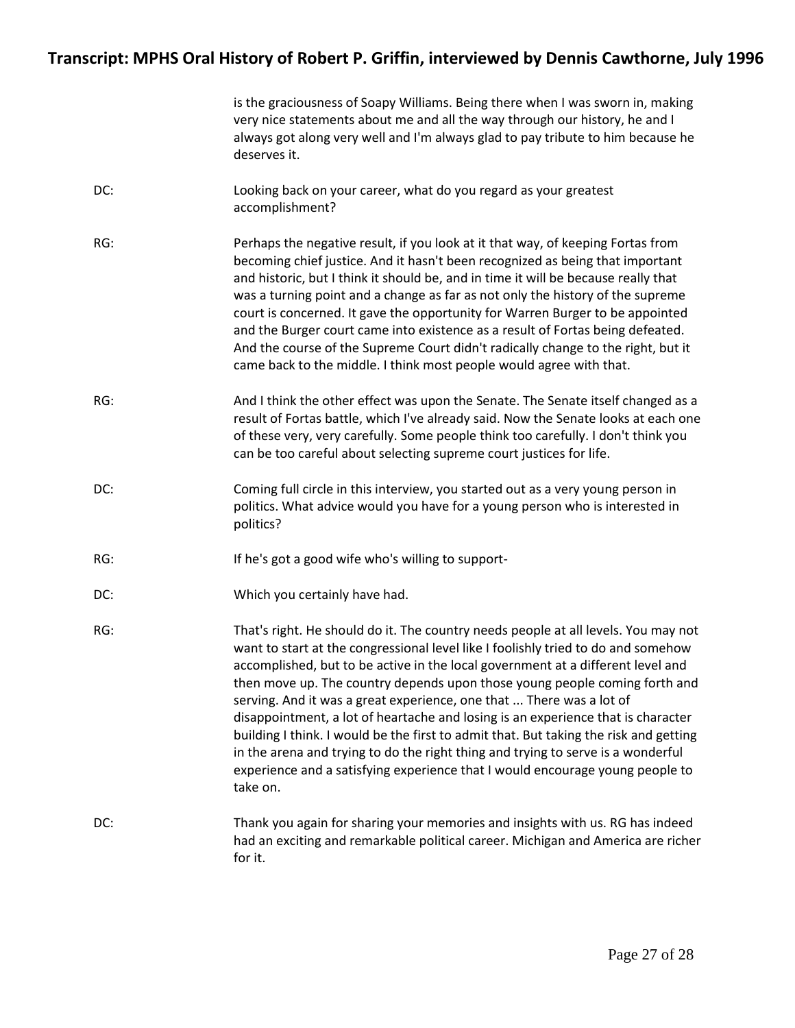is the graciousness of Soapy Williams. Being there when I was sworn in, making very nice statements about me and all the way through our history, he and I always got along very well and I'm always glad to pay tribute to him because he deserves it.

DC: Looking back on your career, what do you regard as your greatest accomplishment?

RG: Perhaps the negative result, if you look at it that way, of keeping Fortas from becoming chief justice. And it hasn't been recognized as being that important and historic, but I think it should be, and in time it will be because really that was a turning point and a change as far as not only the history of the supreme court is concerned. It gave the opportunity for Warren Burger to be appointed and the Burger court came into existence as a result of Fortas being defeated. And the course of the Supreme Court didn't radically change to the right, but it came back to the middle. I think most people would agree with that.

RG: And I think the other effect was upon the Senate. The Senate itself changed as a result of Fortas battle, which I've already said. Now the Senate looks at each one of these very, very carefully. Some people think too carefully. I don't think you can be too careful about selecting supreme court justices for life.

DC: Coming full circle in this interview, you started out as a very young person in politics. What advice would you have for a young person who is interested in politics?

RG: If he's got a good wife who's willing to support-

DC: Which you certainly have had.

RG: That's right. He should do it. The country needs people at all levels. You may not want to start at the congressional level like I foolishly tried to do and somehow accomplished, but to be active in the local government at a different level and then move up. The country depends upon those young people coming forth and serving. And it was a great experience, one that ... There was a lot of disappointment, a lot of heartache and losing is an experience that is character building I think. I would be the first to admit that. But taking the risk and getting in the arena and trying to do the right thing and trying to serve is a wonderful experience and a satisfying experience that I would encourage young people to take on.

DC: Thank you again for sharing your memories and insights with us. RG has indeed had an exciting and remarkable political career. Michigan and America are richer for it.